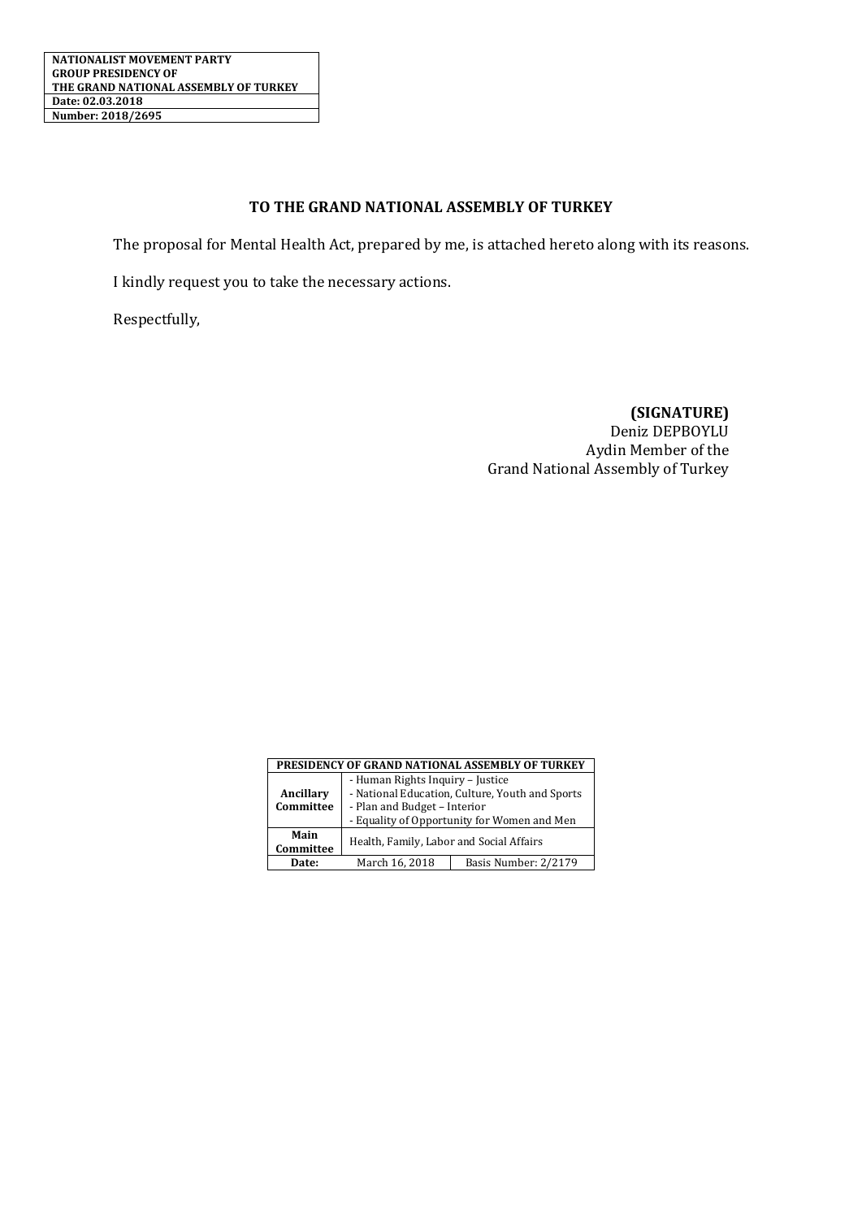| NATIONALIST MOVEMENT PARTY GROUP PRESIDENCY OF THE GRAND NATIONAL ASSEMBLY OF TURKEY |
| --- |
| Date: 02.03.2018 |
| Number: 2018/2695 |

## TO THE GRAND NATIONAL ASSEMBLY OF TURKEY

The proposal for Mental Health Act, prepared by me, is attached hereto along with its reasons.

I kindly request you to take the necessary actions.

Respectfully,

**(SIGNATURE)**
Deniz DEPBOYLU
Aydin Member of the
Grand National Assembly of Turkey

| PRESIDENCY OF GRAND NATIONAL ASSEMBLY OF TURKEY | | |
| --- | --- | --- |
| **Ancillary Committee** | - Human Rights Inquiry – Justice<br>- National Education, Culture, Youth and Sports<br>- Plan and Budget – Interior<br>- Equality of Opportunity for Women and Men | |
| **Main Committee** | Health, Family, Labor and Social Affairs | |
| **Date:** | March 16, 2018 | Basis Number: 2/2179 |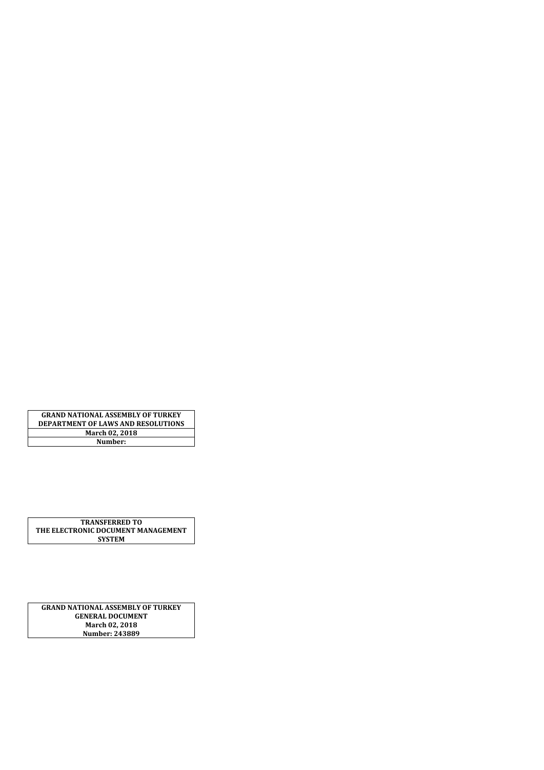| GRAND NATIONAL ASSEMBLY OF TURKEY<br>DEPARTMENT OF LAWS AND RESOLUTIONS |
| --- |
| March 02, 2018 |
| Number: |

| TRANSFERRED TO<br>THE ELECTRONIC DOCUMENT MANAGEMENT SYSTEM |
| --- |

| GRAND NATIONAL ASSEMBLY OF TURKEY<br>GENERAL DOCUMENT<br>March 02, 2018<br>Number: 243889 |
| --- |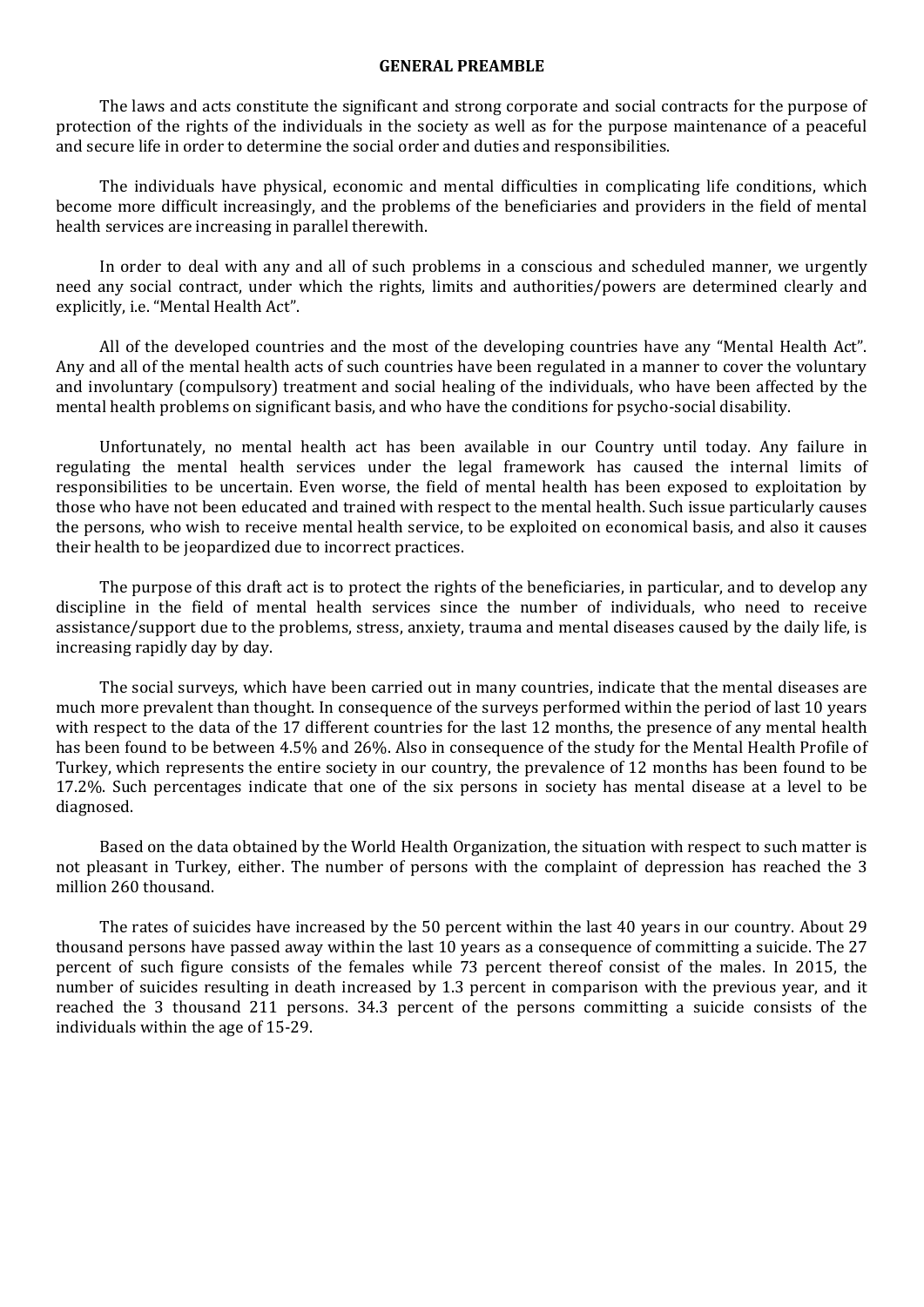## GENERAL PREAMBLE

The laws and acts constitute the significant and strong corporate and social contracts for the purpose of protection of the rights of the individuals in the society as well as for the purpose maintenance of a peaceful and secure life in order to determine the social order and duties and responsibilities.

The individuals have physical, economic and mental difficulties in complicating life conditions, which become more difficult increasingly, and the problems of the beneficiaries and providers in the field of mental health services are increasing in parallel therewith.

In order to deal with any and all of such problems in a conscious and scheduled manner, we urgently need any social contract, under which the rights, limits and authorities/powers are determined clearly and explicitly, i.e. "Mental Health Act".

All of the developed countries and the most of the developing countries have any "Mental Health Act". Any and all of the mental health acts of such countries have been regulated in a manner to cover the voluntary and involuntary (compulsory) treatment and social healing of the individuals, who have been affected by the mental health problems on significant basis, and who have the conditions for psycho-social disability.

Unfortunately, no mental health act has been available in our Country until today. Any failure in regulating the mental health services under the legal framework has caused the internal limits of responsibilities to be uncertain. Even worse, the field of mental health has been exposed to exploitation by those who have not been educated and trained with respect to the mental health. Such issue particularly causes the persons, who wish to receive mental health service, to be exploited on economical basis, and also it causes their health to be jeopardized due to incorrect practices.

The purpose of this draft act is to protect the rights of the beneficiaries, in particular, and to develop any discipline in the field of mental health services since the number of individuals, who need to receive assistance/support due to the problems, stress, anxiety, trauma and mental diseases caused by the daily life, is increasing rapidly day by day.

The social surveys, which have been carried out in many countries, indicate that the mental diseases are much more prevalent than thought. In consequence of the surveys performed within the period of last 10 years with respect to the data of the 17 different countries for the last 12 months, the presence of any mental health has been found to be between 4.5% and 26%. Also in consequence of the study for the Mental Health Profile of Turkey, which represents the entire society in our country, the prevalence of 12 months has been found to be 17.2%. Such percentages indicate that one of the six persons in society has mental disease at a level to be diagnosed.

Based on the data obtained by the World Health Organization, the situation with respect to such matter is not pleasant in Turkey, either. The number of persons with the complaint of depression has reached the 3 million 260 thousand.

The rates of suicides have increased by the 50 percent within the last 40 years in our country. About 29 thousand persons have passed away within the last 10 years as a consequence of committing a suicide. The 27 percent of such figure consists of the females while 73 percent thereof consist of the males. In 2015, the number of suicides resulting in death increased by 1.3 percent in comparison with the previous year, and it reached the 3 thousand 211 persons. 34.3 percent of the persons committing a suicide consists of the individuals within the age of 15-29.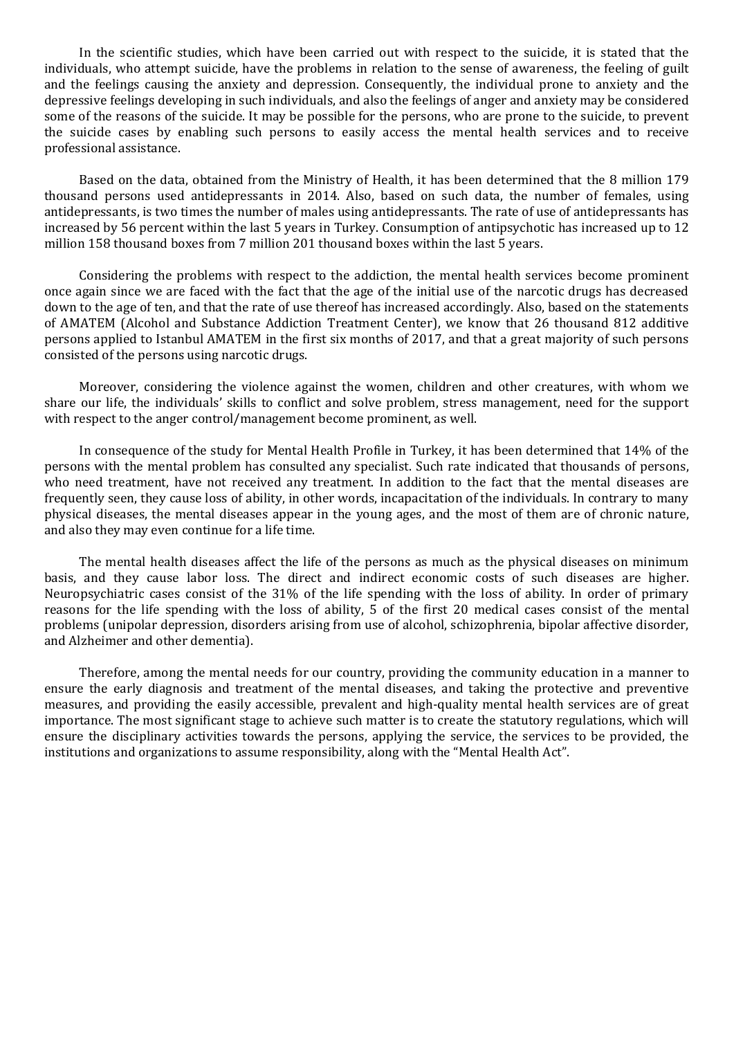In the scientific studies, which have been carried out with respect to the suicide, it is stated that the individuals, who attempt suicide, have the problems in relation to the sense of awareness, the feeling of guilt and the feelings causing the anxiety and depression. Consequently, the individual prone to anxiety and the depressive feelings developing in such individuals, and also the feelings of anger and anxiety may be considered some of the reasons of the suicide. It may be possible for the persons, who are prone to the suicide, to prevent the suicide cases by enabling such persons to easily access the mental health services and to receive professional assistance.

Based on the data, obtained from the Ministry of Health, it has been determined that the 8 million 179 thousand persons used antidepressants in 2014. Also, based on such data, the number of females, using antidepressants, is two times the number of males using antidepressants. The rate of use of antidepressants has increased by 56 percent within the last 5 years in Turkey. Consumption of antipsychotic has increased up to 12 million 158 thousand boxes from 7 million 201 thousand boxes within the last 5 years.

Considering the problems with respect to the addiction, the mental health services become prominent once again since we are faced with the fact that the age of the initial use of the narcotic drugs has decreased down to the age of ten, and that the rate of use thereof has increased accordingly. Also, based on the statements of AMATEM (Alcohol and Substance Addiction Treatment Center), we know that 26 thousand 812 additive persons applied to Istanbul AMATEM in the first six months of 2017, and that a great majority of such persons consisted of the persons using narcotic drugs.

Moreover, considering the violence against the women, children and other creatures, with whom we share our life, the individuals' skills to conflict and solve problem, stress management, need for the support with respect to the anger control/management become prominent, as well.

In consequence of the study for Mental Health Profile in Turkey, it has been determined that 14% of the persons with the mental problem has consulted any specialist. Such rate indicated that thousands of persons, who need treatment, have not received any treatment. In addition to the fact that the mental diseases are frequently seen, they cause loss of ability, in other words, incapacitation of the individuals. In contrary to many physical diseases, the mental diseases appear in the young ages, and the most of them are of chronic nature, and also they may even continue for a life time.

The mental health diseases affect the life of the persons as much as the physical diseases on minimum basis, and they cause labor loss. The direct and indirect economic costs of such diseases are higher. Neuropsychiatric cases consist of the 31% of the life spending with the loss of ability. In order of primary reasons for the life spending with the loss of ability, 5 of the first 20 medical cases consist of the mental problems (unipolar depression, disorders arising from use of alcohol, schizophrenia, bipolar affective disorder, and Alzheimer and other dementia).

Therefore, among the mental needs for our country, providing the community education in a manner to ensure the early diagnosis and treatment of the mental diseases, and taking the protective and preventive measures, and providing the easily accessible, prevalent and high-quality mental health services are of great importance. The most significant stage to achieve such matter is to create the statutory regulations, which will ensure the disciplinary activities towards the persons, applying the service, the services to be provided, the institutions and organizations to assume responsibility, along with the "Mental Health Act".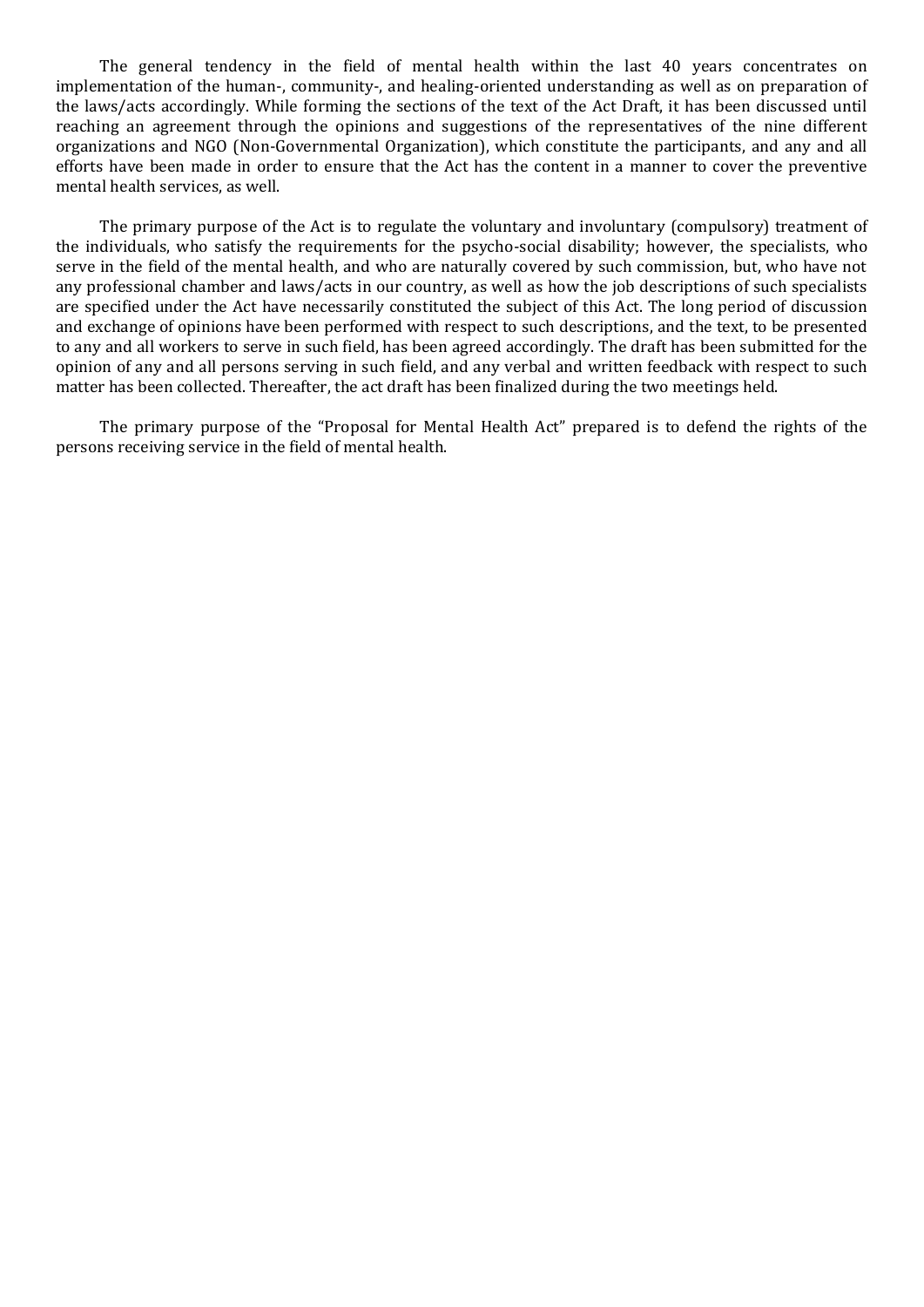The general tendency in the field of mental health within the last 40 years concentrates on implementation of the human-, community-, and healing-oriented understanding as well as on preparation of the laws/acts accordingly. While forming the sections of the text of the Act Draft, it has been discussed until reaching an agreement through the opinions and suggestions of the representatives of the nine different organizations and NGO (Non-Governmental Organization), which constitute the participants, and any and all efforts have been made in order to ensure that the Act has the content in a manner to cover the preventive mental health services, as well.

The primary purpose of the Act is to regulate the voluntary and involuntary (compulsory) treatment of the individuals, who satisfy the requirements for the psycho-social disability; however, the specialists, who serve in the field of the mental health, and who are naturally covered by such commission, but, who have not any professional chamber and laws/acts in our country, as well as how the job descriptions of such specialists are specified under the Act have necessarily constituted the subject of this Act. The long period of discussion and exchange of opinions have been performed with respect to such descriptions, and the text, to be presented to any and all workers to serve in such field, has been agreed accordingly. The draft has been submitted for the opinion of any and all persons serving in such field, and any verbal and written feedback with respect to such matter has been collected. Thereafter, the act draft has been finalized during the two meetings held.

The primary purpose of the "Proposal for Mental Health Act" prepared is to defend the rights of the persons receiving service in the field of mental health.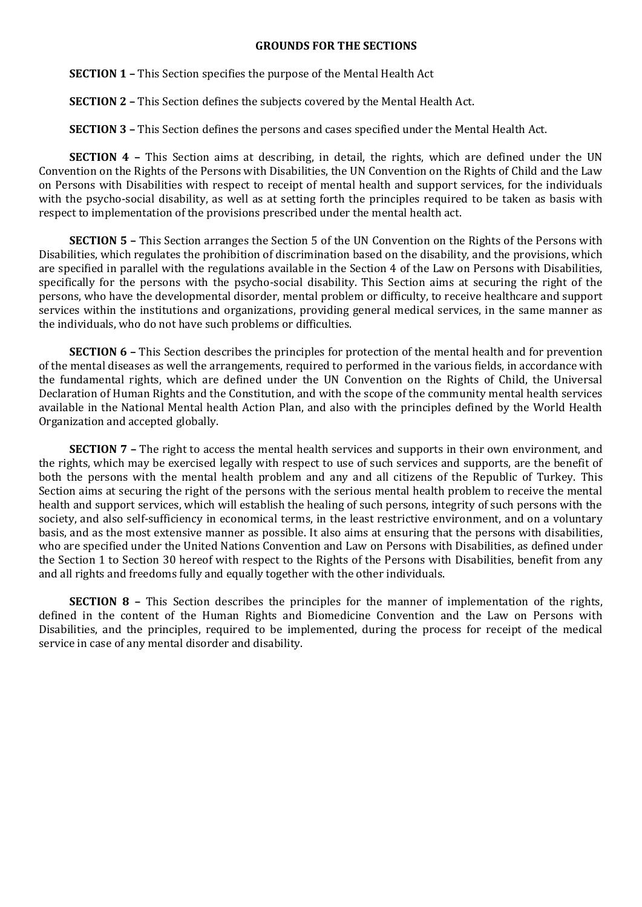## GROUNDS FOR THE SECTIONS

**SECTION 1 –** This Section specifies the purpose of the Mental Health Act

**SECTION 2 –** This Section defines the subjects covered by the Mental Health Act.

**SECTION 3 –** This Section defines the persons and cases specified under the Mental Health Act.

**SECTION 4 –** This Section aims at describing, in detail, the rights, which are defined under the UN Convention on the Rights of the Persons with Disabilities, the UN Convention on the Rights of Child and the Law on Persons with Disabilities with respect to receipt of mental health and support services, for the individuals with the psycho-social disability, as well as at setting forth the principles required to be taken as basis with respect to implementation of the provisions prescribed under the mental health act.

**SECTION 5 –** This Section arranges the Section 5 of the UN Convention on the Rights of the Persons with Disabilities, which regulates the prohibition of discrimination based on the disability, and the provisions, which are specified in parallel with the regulations available in the Section 4 of the Law on Persons with Disabilities, specifically for the persons with the psycho-social disability. This Section aims at securing the right of the persons, who have the developmental disorder, mental problem or difficulty, to receive healthcare and support services within the institutions and organizations, providing general medical services, in the same manner as the individuals, who do not have such problems or difficulties.

**SECTION 6 –** This Section describes the principles for protection of the mental health and for prevention of the mental diseases as well the arrangements, required to performed in the various fields, in accordance with the fundamental rights, which are defined under the UN Convention on the Rights of Child, the Universal Declaration of Human Rights and the Constitution, and with the scope of the community mental health services available in the National Mental health Action Plan, and also with the principles defined by the World Health Organization and accepted globally.

**SECTION 7 –** The right to access the mental health services and supports in their own environment, and the rights, which may be exercised legally with respect to use of such services and supports, are the benefit of both the persons with the mental health problem and any and all citizens of the Republic of Turkey. This Section aims at securing the right of the persons with the serious mental health problem to receive the mental health and support services, which will establish the healing of such persons, integrity of such persons with the society, and also self-sufficiency in economical terms, in the least restrictive environment, and on a voluntary basis, and as the most extensive manner as possible. It also aims at ensuring that the persons with disabilities, who are specified under the United Nations Convention and Law on Persons with Disabilities, as defined under the Section 1 to Section 30 hereof with respect to the Rights of the Persons with Disabilities, benefit from any and all rights and freedoms fully and equally together with the other individuals.

**SECTION 8 –** This Section describes the principles for the manner of implementation of the rights, defined in the content of the Human Rights and Biomedicine Convention and the Law on Persons with Disabilities, and the principles, required to be implemented, during the process for receipt of the medical service in case of any mental disorder and disability.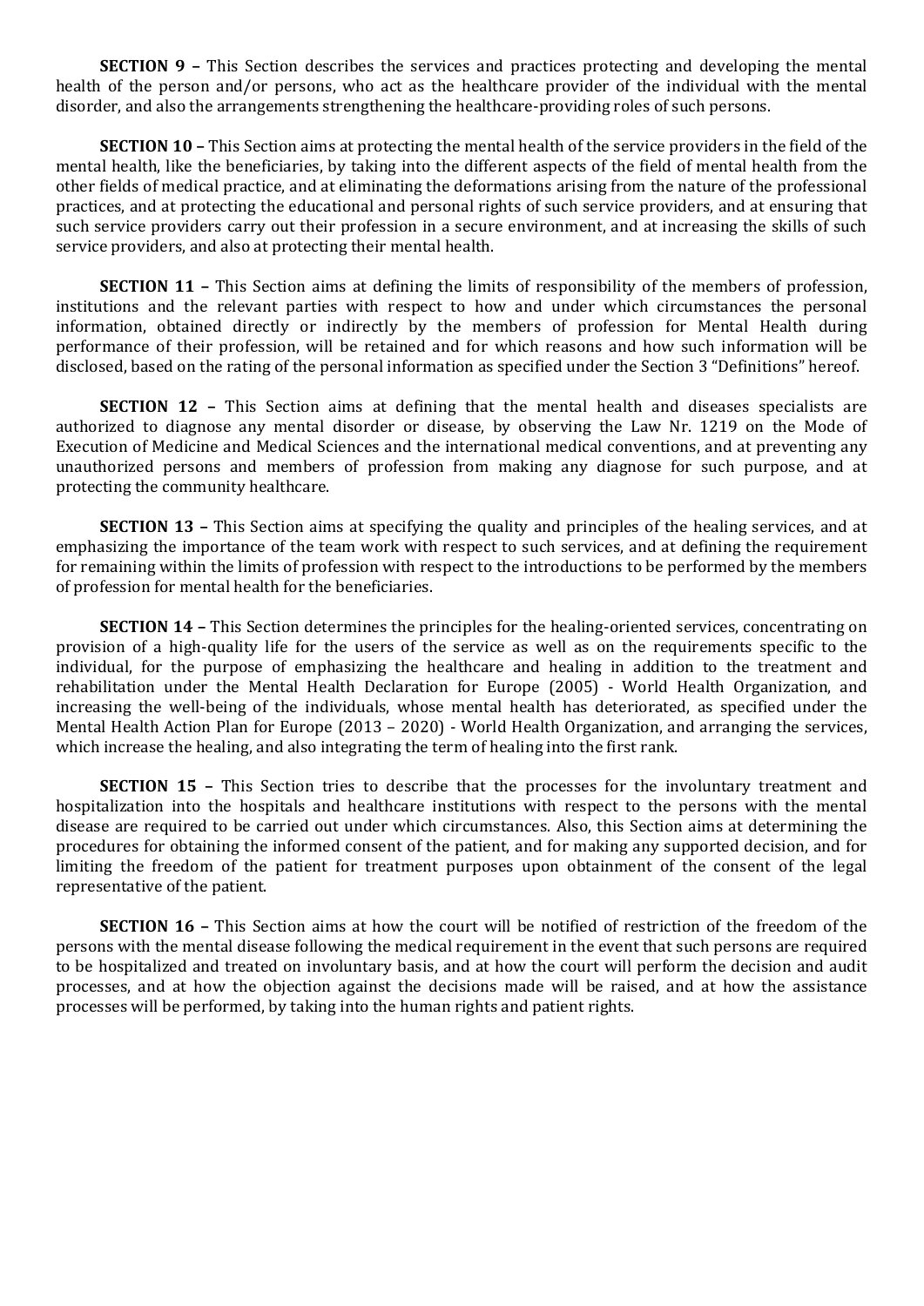**SECTION 9 –** This Section describes the services and practices protecting and developing the mental health of the person and/or persons, who act as the healthcare provider of the individual with the mental disorder, and also the arrangements strengthening the healthcare-providing roles of such persons.

**SECTION 10 –** This Section aims at protecting the mental health of the service providers in the field of the mental health, like the beneficiaries, by taking into the different aspects of the field of mental health from the other fields of medical practice, and at eliminating the deformations arising from the nature of the professional practices, and at protecting the educational and personal rights of such service providers, and at ensuring that such service providers carry out their profession in a secure environment, and at increasing the skills of such service providers, and also at protecting their mental health.

**SECTION 11 –** This Section aims at defining the limits of responsibility of the members of profession, institutions and the relevant parties with respect to how and under which circumstances the personal information, obtained directly or indirectly by the members of profession for Mental Health during performance of their profession, will be retained and for which reasons and how such information will be disclosed, based on the rating of the personal information as specified under the Section 3 "Definitions" hereof.

**SECTION 12 –** This Section aims at defining that the mental health and diseases specialists are authorized to diagnose any mental disorder or disease, by observing the Law Nr. 1219 on the Mode of Execution of Medicine and Medical Sciences and the international medical conventions, and at preventing any unauthorized persons and members of profession from making any diagnose for such purpose, and at protecting the community healthcare.

**SECTION 13 –** This Section aims at specifying the quality and principles of the healing services, and at emphasizing the importance of the team work with respect to such services, and at defining the requirement for remaining within the limits of profession with respect to the introductions to be performed by the members of profession for mental health for the beneficiaries.

**SECTION 14 –** This Section determines the principles for the healing-oriented services, concentrating on provision of a high-quality life for the users of the service as well as on the requirements specific to the individual, for the purpose of emphasizing the healthcare and healing in addition to the treatment and rehabilitation under the Mental Health Declaration for Europe (2005) - World Health Organization, and increasing the well-being of the individuals, whose mental health has deteriorated, as specified under the Mental Health Action Plan for Europe (2013 – 2020) - World Health Organization, and arranging the services, which increase the healing, and also integrating the term of healing into the first rank.

**SECTION 15 –** This Section tries to describe that the processes for the involuntary treatment and hospitalization into the hospitals and healthcare institutions with respect to the persons with the mental disease are required to be carried out under which circumstances. Also, this Section aims at determining the procedures for obtaining the informed consent of the patient, and for making any supported decision, and for limiting the freedom of the patient for treatment purposes upon obtainment of the consent of the legal representative of the patient.

**SECTION 16 –** This Section aims at how the court will be notified of restriction of the freedom of the persons with the mental disease following the medical requirement in the event that such persons are required to be hospitalized and treated on involuntary basis, and at how the court will perform the decision and audit processes, and at how the objection against the decisions made will be raised, and at how the assistance processes will be performed, by taking into the human rights and patient rights.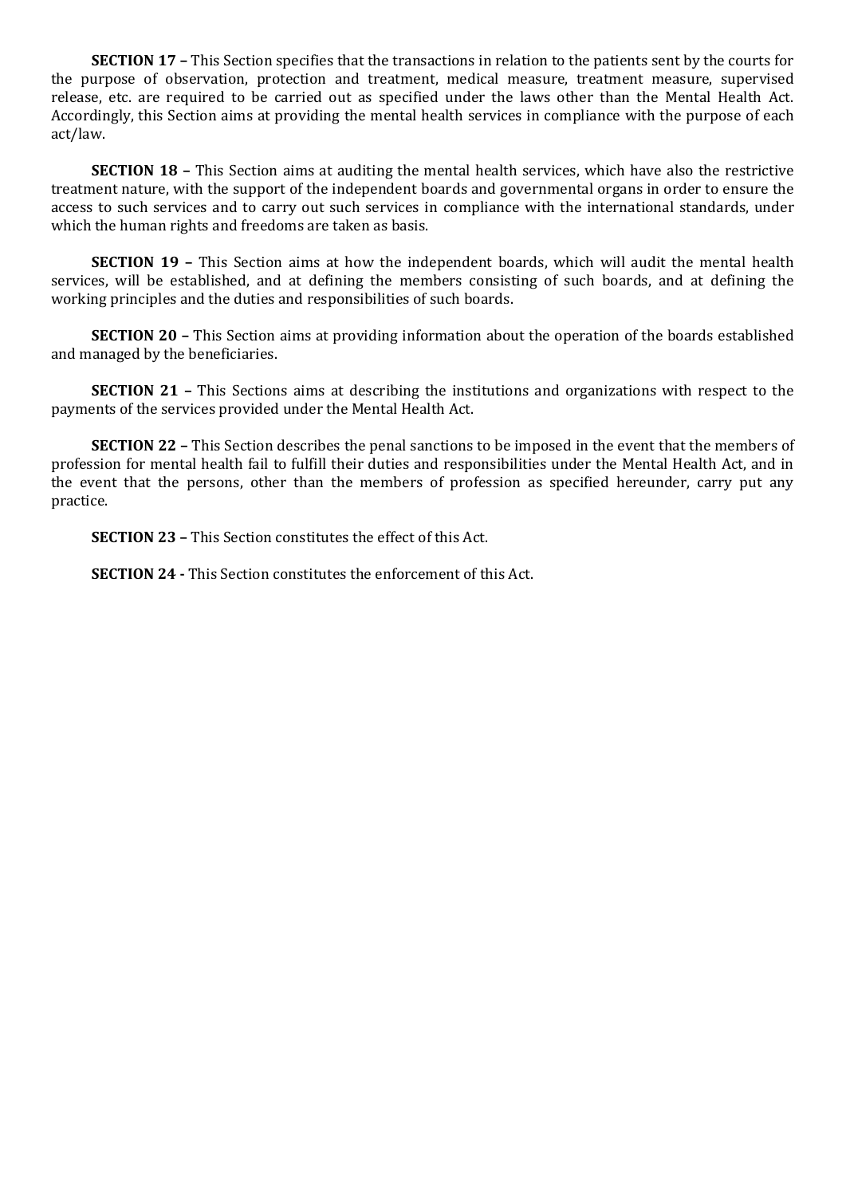**SECTION 17 –** This Section specifies that the transactions in relation to the patients sent by the courts for the purpose of observation, protection and treatment, medical measure, treatment measure, supervised release, etc. are required to be carried out as specified under the laws other than the Mental Health Act. Accordingly, this Section aims at providing the mental health services in compliance with the purpose of each act/law.

**SECTION 18 –** This Section aims at auditing the mental health services, which have also the restrictive treatment nature, with the support of the independent boards and governmental organs in order to ensure the access to such services and to carry out such services in compliance with the international standards, under which the human rights and freedoms are taken as basis.

**SECTION 19 –** This Section aims at how the independent boards, which will audit the mental health services, will be established, and at defining the members consisting of such boards, and at defining the working principles and the duties and responsibilities of such boards.

**SECTION 20 –** This Section aims at providing information about the operation of the boards established and managed by the beneficiaries.

**SECTION 21 –** This Sections aims at describing the institutions and organizations with respect to the payments of the services provided under the Mental Health Act.

**SECTION 22 –** This Section describes the penal sanctions to be imposed in the event that the members of profession for mental health fail to fulfill their duties and responsibilities under the Mental Health Act, and in the event that the persons, other than the members of profession as specified hereunder, carry put any practice.

**SECTION 23 –** This Section constitutes the effect of this Act.

**SECTION 24 -** This Section constitutes the enforcement of this Act.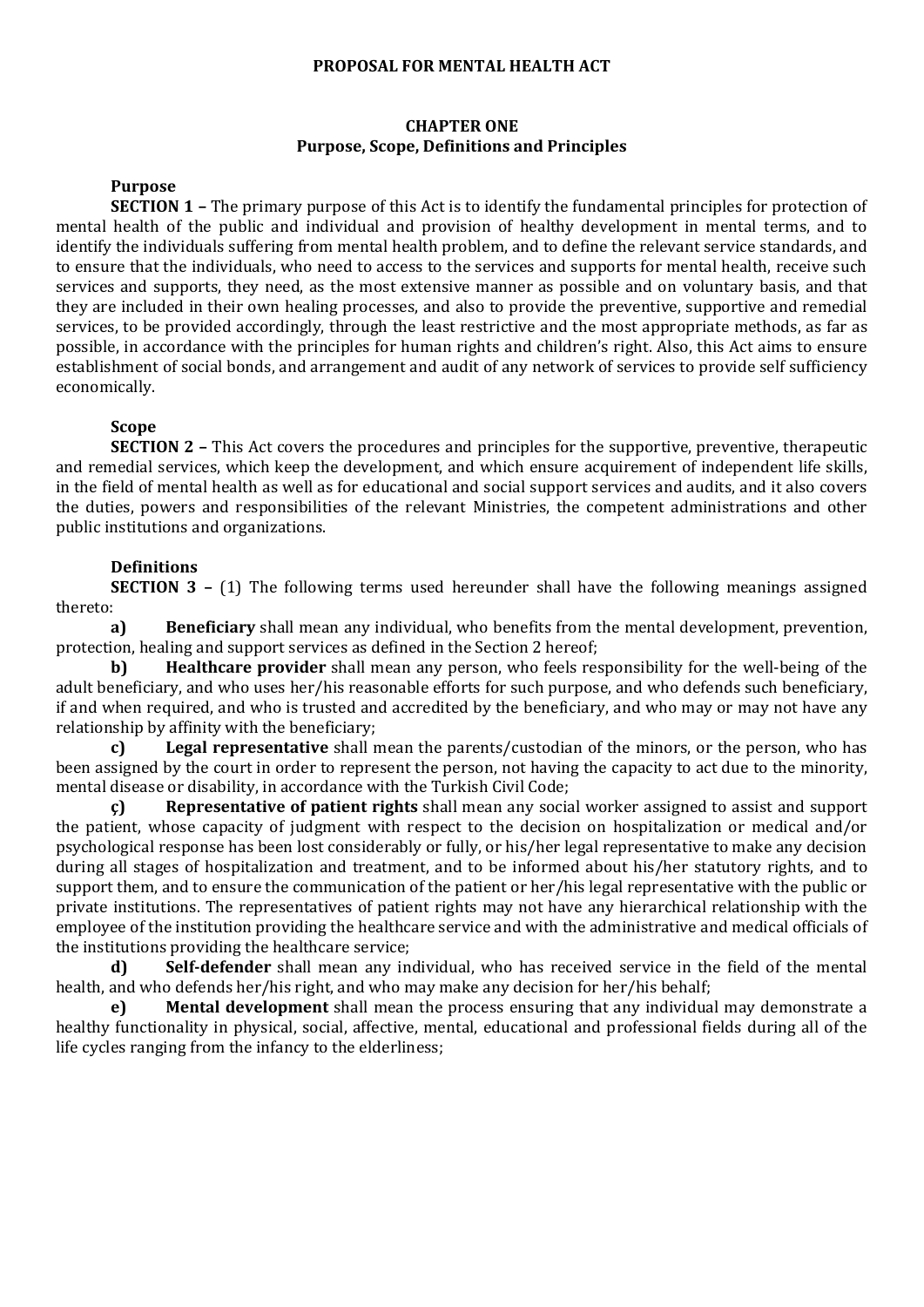# PROPOSAL FOR MENTAL HEALTH ACT

## CHAPTER ONE
## Purpose, Scope, Definitions and Principles

### Purpose

**SECTION 1 –** The primary purpose of this Act is to identify the fundamental principles for protection of mental health of the public and individual and provision of healthy development in mental terms, and to identify the individuals suffering from mental health problem, and to define the relevant service standards, and to ensure that the individuals, who need to access to the services and supports for mental health, receive such services and supports, they need, as the most extensive manner as possible and on voluntary basis, and that they are included in their own healing processes, and also to provide the preventive, supportive and remedial services, to be provided accordingly, through the least restrictive and the most appropriate methods, as far as possible, in accordance with the principles for human rights and children's right. Also, this Act aims to ensure establishment of social bonds, and arrangement and audit of any network of services to provide self sufficiency economically.

### Scope

**SECTION 2 –** This Act covers the procedures and principles for the supportive, preventive, therapeutic and remedial services, which keep the development, and which ensure acquirement of independent life skills, in the field of mental health as well as for educational and social support services and audits, and it also covers the duties, powers and responsibilities of the relevant Ministries, the competent administrations and other public institutions and organizations.

### Definitions

**SECTION 3 –** (1) The following terms used hereunder shall have the following meanings assigned thereto:

**a)** **Beneficiary** shall mean any individual, who benefits from the mental development, prevention, protection, healing and support services as defined in the Section 2 hereof;

**b)** **Healthcare provider** shall mean any person, who feels responsibility for the well-being of the adult beneficiary, and who uses her/his reasonable efforts for such purpose, and who defends such beneficiary, if and when required, and who is trusted and accredited by the beneficiary, and who may or may not have any relationship by affinity with the beneficiary;

**c)** **Legal representative** shall mean the parents/custodian of the minors, or the person, who has been assigned by the court in order to represent the person, not having the capacity to act due to the minority, mental disease or disability, in accordance with the Turkish Civil Code;

**ç)** **Representative of patient rights** shall mean any social worker assigned to assist and support the patient, whose capacity of judgment with respect to the decision on hospitalization or medical and/or psychological response has been lost considerably or fully, or his/her legal representative to make any decision during all stages of hospitalization and treatment, and to be informed about his/her statutory rights, and to support them, and to ensure the communication of the patient or her/his legal representative with the public or private institutions. The representatives of patient rights may not have any hierarchical relationship with the employee of the institution providing the healthcare service and with the administrative and medical officials of the institutions providing the healthcare service;

**d)** **Self-defender** shall mean any individual, who has received service in the field of the mental health, and who defends her/his right, and who may make any decision for her/his behalf;

**e)** **Mental development** shall mean the process ensuring that any individual may demonstrate a healthy functionality in physical, social, affective, mental, educational and professional fields during all of the life cycles ranging from the infancy to the elderliness;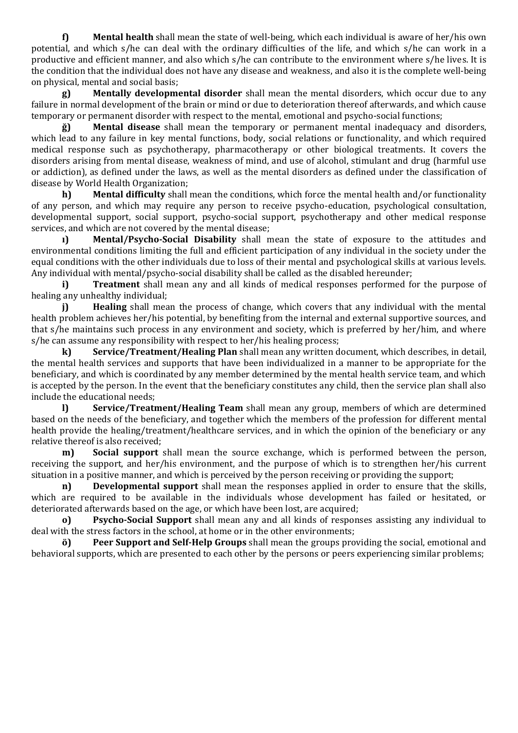**f)** **Mental health** shall mean the state of well-being, which each individual is aware of her/his own potential, and which s/he can deal with the ordinary difficulties of the life, and which s/he can work in a productive and efficient manner, and also which s/he can contribute to the environment where s/he lives. It is the condition that the individual does not have any disease and weakness, and also it is the complete well-being on physical, mental and social basis;

**g)** **Mentally developmental disorder** shall mean the mental disorders, which occur due to any failure in normal development of the brain or mind or due to deterioration thereof afterwards, and which cause temporary or permanent disorder with respect to the mental, emotional and psycho-social functions;

**ğ)** **Mental disease** shall mean the temporary or permanent mental inadequacy and disorders, which lead to any failure in key mental functions, body, social relations or functionality, and which required medical response such as psychotherapy, pharmacotherapy or other biological treatments. It covers the disorders arising from mental disease, weakness of mind, and use of alcohol, stimulant and drug (harmful use or addiction), as defined under the laws, as well as the mental disorders as defined under the classification of disease by World Health Organization;

**h)** **Mental difficulty** shall mean the conditions, which force the mental health and/or functionality of any person, and which may require any person to receive psycho-education, psychological consultation, developmental support, social support, psycho-social support, psychotherapy and other medical response services, and which are not covered by the mental disease;

**ı)** **Mental/Psycho-Social Disability** shall mean the state of exposure to the attitudes and environmental conditions limiting the full and efficient participation of any individual in the society under the equal conditions with the other individuals due to loss of their mental and psychological skills at various levels. Any individual with mental/psycho-social disability shall be called as the disabled hereunder;

**i)** **Treatment** shall mean any and all kinds of medical responses performed for the purpose of healing any unhealthy individual;

**j)** **Healing** shall mean the process of change, which covers that any individual with the mental health problem achieves her/his potential, by benefiting from the internal and external supportive sources, and that s/he maintains such process in any environment and society, which is preferred by her/him, and where s/he can assume any responsibility with respect to her/his healing process;

**k)** **Service/Treatment/Healing Plan** shall mean any written document, which describes, in detail, the mental health services and supports that have been individualized in a manner to be appropriate for the beneficiary, and which is coordinated by any member determined by the mental health service team, and which is accepted by the person. In the event that the beneficiary constitutes any child, then the service plan shall also include the educational needs;

**l)** **Service/Treatment/Healing Team** shall mean any group, members of which are determined based on the needs of the beneficiary, and together which the members of the profession for different mental health provide the healing/treatment/healthcare services, and in which the opinion of the beneficiary or any relative thereof is also received;

**m)** **Social support** shall mean the source exchange, which is performed between the person, receiving the support, and her/his environment, and the purpose of which is to strengthen her/his current situation in a positive manner, and which is perceived by the person receiving or providing the support;

**n)** **Developmental support** shall mean the responses applied in order to ensure that the skills, which are required to be available in the individuals whose development has failed or hesitated, or deteriorated afterwards based on the age, or which have been lost, are acquired;

**o)** **Psycho-Social Support** shall mean any and all kinds of responses assisting any individual to deal with the stress factors in the school, at home or in the other environments;

**ö)** **Peer Support and Self-Help Groups** shall mean the groups providing the social, emotional and behavioral supports, which are presented to each other by the persons or peers experiencing similar problems;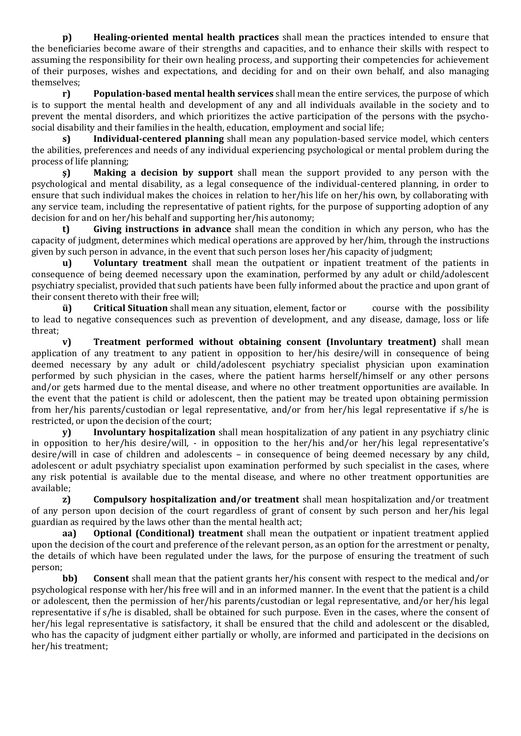**p)** **Healing-oriented mental health practices** shall mean the practices intended to ensure that the beneficiaries become aware of their strengths and capacities, and to enhance their skills with respect to assuming the responsibility for their own healing process, and supporting their competencies for achievement of their purposes, wishes and expectations, and deciding for and on their own behalf, and also managing themselves;

**r)** **Population-based mental health services** shall mean the entire services, the purpose of which is to support the mental health and development of any and all individuals available in the society and to prevent the mental disorders, and which prioritizes the active participation of the persons with the psycho-social disability and their families in the health, education, employment and social life;

**s)** **Individual-centered planning** shall mean any population-based service model, which centers the abilities, preferences and needs of any individual experiencing psychological or mental problem during the process of life planning;

**ş)** **Making a decision by support** shall mean the support provided to any person with the psychological and mental disability, as a legal consequence of the individual-centered planning, in order to ensure that such individual makes the choices in relation to her/his life on her/his own, by collaborating with any service team, including the representative of patient rights, for the purpose of supporting adoption of any decision for and on her/his behalf and supporting her/his autonomy;

**t)** **Giving instructions in advance** shall mean the condition in which any person, who has the capacity of judgment, determines which medical operations are approved by her/him, through the instructions given by such person in advance, in the event that such person loses her/his capacity of judgment;

**u)** **Voluntary treatment** shall mean the outpatient or inpatient treatment of the patients in consequence of being deemed necessary upon the examination, performed by any adult or child/adolescent psychiatry specialist, provided that such patients have been fully informed about the practice and upon grant of their consent thereto with their free will;

**ü)** **Critical Situation** shall mean any situation, element, factor or course with the possibility to lead to negative consequences such as prevention of development, and any disease, damage, loss or life threat;

**v)** **Treatment performed without obtaining consent (Involuntary treatment)** shall mean application of any treatment to any patient in opposition to her/his desire/will in consequence of being deemed necessary by any adult or child/adolescent psychiatry specialist physician upon examination performed by such physician in the cases, where the patient harms herself/himself or any other persons and/or gets harmed due to the mental disease, and where no other treatment opportunities are available. In the event that the patient is child or adolescent, then the patient may be treated upon obtaining permission from her/his parents/custodian or legal representative, and/or from her/his legal representative if s/he is restricted, or upon the decision of the court;

**y)** **Involuntary hospitalization** shall mean hospitalization of any patient in any psychiatry clinic in opposition to her/his desire/will, - in opposition to the her/his and/or her/his legal representative's desire/will in case of children and adolescents – in consequence of being deemed necessary by any child, adolescent or adult psychiatry specialist upon examination performed by such specialist in the cases, where any risk potential is available due to the mental disease, and where no other treatment opportunities are available;

**z)** **Compulsory hospitalization and/or treatment** shall mean hospitalization and/or treatment of any person upon decision of the court regardless of grant of consent by such person and her/his legal guardian as required by the laws other than the mental health act;

**aa)** **Optional (Conditional) treatment** shall mean the outpatient or inpatient treatment applied upon the decision of the court and preference of the relevant person, as an option for the arrestment or penalty, the details of which have been regulated under the laws, for the purpose of ensuring the treatment of such person;

**bb)** **Consent** shall mean that the patient grants her/his consent with respect to the medical and/or psychological response with her/his free will and in an informed manner. In the event that the patient is a child or adolescent, then the permission of her/his parents/custodian or legal representative, and/or her/his legal representative if s/he is disabled, shall be obtained for such purpose. Even in the cases, where the consent of her/his legal representative is satisfactory, it shall be ensured that the child and adolescent or the disabled, who has the capacity of judgment either partially or wholly, are informed and participated in the decisions on her/his treatment;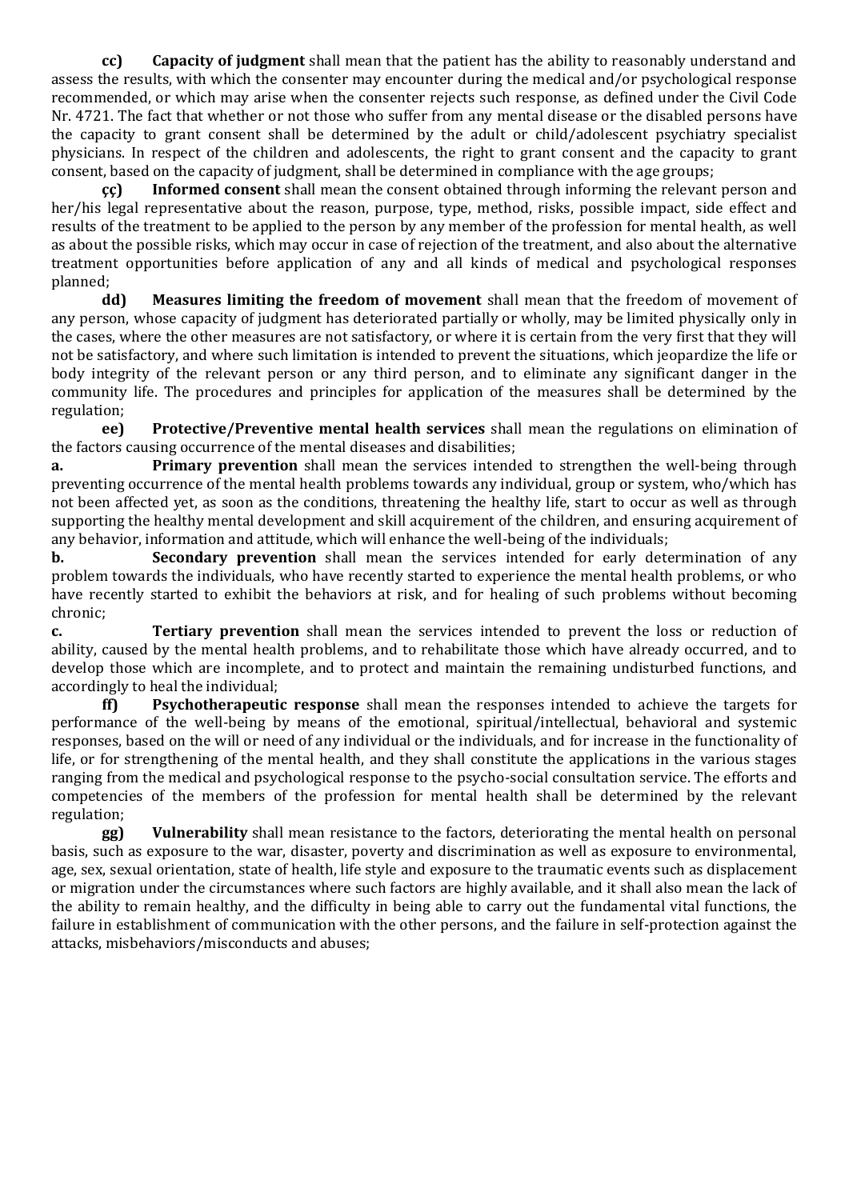**cc) Capacity of judgment** shall mean that the patient has the ability to reasonably understand and assess the results, with which the consenter may encounter during the medical and/or psychological response recommended, or which may arise when the consenter rejects such response, as defined under the Civil Code Nr. 4721. The fact that whether or not those who suffer from any mental disease or the disabled persons have the capacity to grant consent shall be determined by the adult or child/adolescent psychiatry specialist physicians. In respect of the children and adolescents, the right to grant consent and the capacity to grant consent, based on the capacity of judgment, shall be determined in compliance with the age groups;

**çç) Informed consent** shall mean the consent obtained through informing the relevant person and her/his legal representative about the reason, purpose, type, method, risks, possible impact, side effect and results of the treatment to be applied to the person by any member of the profession for mental health, as well as about the possible risks, which may occur in case of rejection of the treatment, and also about the alternative treatment opportunities before application of any and all kinds of medical and psychological responses planned;

**dd) Measures limiting the freedom of movement** shall mean that the freedom of movement of any person, whose capacity of judgment has deteriorated partially or wholly, may be limited physically only in the cases, where the other measures are not satisfactory, or where it is certain from the very first that they will not be satisfactory, and where such limitation is intended to prevent the situations, which jeopardize the life or body integrity of the relevant person or any third person, and to eliminate any significant danger in the community life. The procedures and principles for application of the measures shall be determined by the regulation;

**ee) Protective/Preventive mental health services** shall mean the regulations on elimination of the factors causing occurrence of the mental diseases and disabilities;

**a. Primary prevention** shall mean the services intended to strengthen the well-being through preventing occurrence of the mental health problems towards any individual, group or system, who/which has not been affected yet, as soon as the conditions, threatening the healthy life, start to occur as well as through supporting the healthy mental development and skill acquirement of the children, and ensuring acquirement of any behavior, information and attitude, which will enhance the well-being of the individuals;

**b. Secondary prevention** shall mean the services intended for early determination of any problem towards the individuals, who have recently started to experience the mental health problems, or who have recently started to exhibit the behaviors at risk, and for healing of such problems without becoming chronic;

**c. Tertiary prevention** shall mean the services intended to prevent the loss or reduction of ability, caused by the mental health problems, and to rehabilitate those which have already occurred, and to develop those which are incomplete, and to protect and maintain the remaining undisturbed functions, and accordingly to heal the individual;

**ff) Psychotherapeutic response** shall mean the responses intended to achieve the targets for performance of the well-being by means of the emotional, spiritual/intellectual, behavioral and systemic responses, based on the will or need of any individual or the individuals, and for increase in the functionality of life, or for strengthening of the mental health, and they shall constitute the applications in the various stages ranging from the medical and psychological response to the psycho-social consultation service. The efforts and competencies of the members of the profession for mental health shall be determined by the relevant regulation;

**gg) Vulnerability** shall mean resistance to the factors, deteriorating the mental health on personal basis, such as exposure to the war, disaster, poverty and discrimination as well as exposure to environmental, age, sex, sexual orientation, state of health, life style and exposure to the traumatic events such as displacement or migration under the circumstances where such factors are highly available, and it shall also mean the lack of the ability to remain healthy, and the difficulty in being able to carry out the fundamental vital functions, the failure in establishment of communication with the other persons, and the failure in self-protection against the attacks, misbehaviors/misconducts and abuses;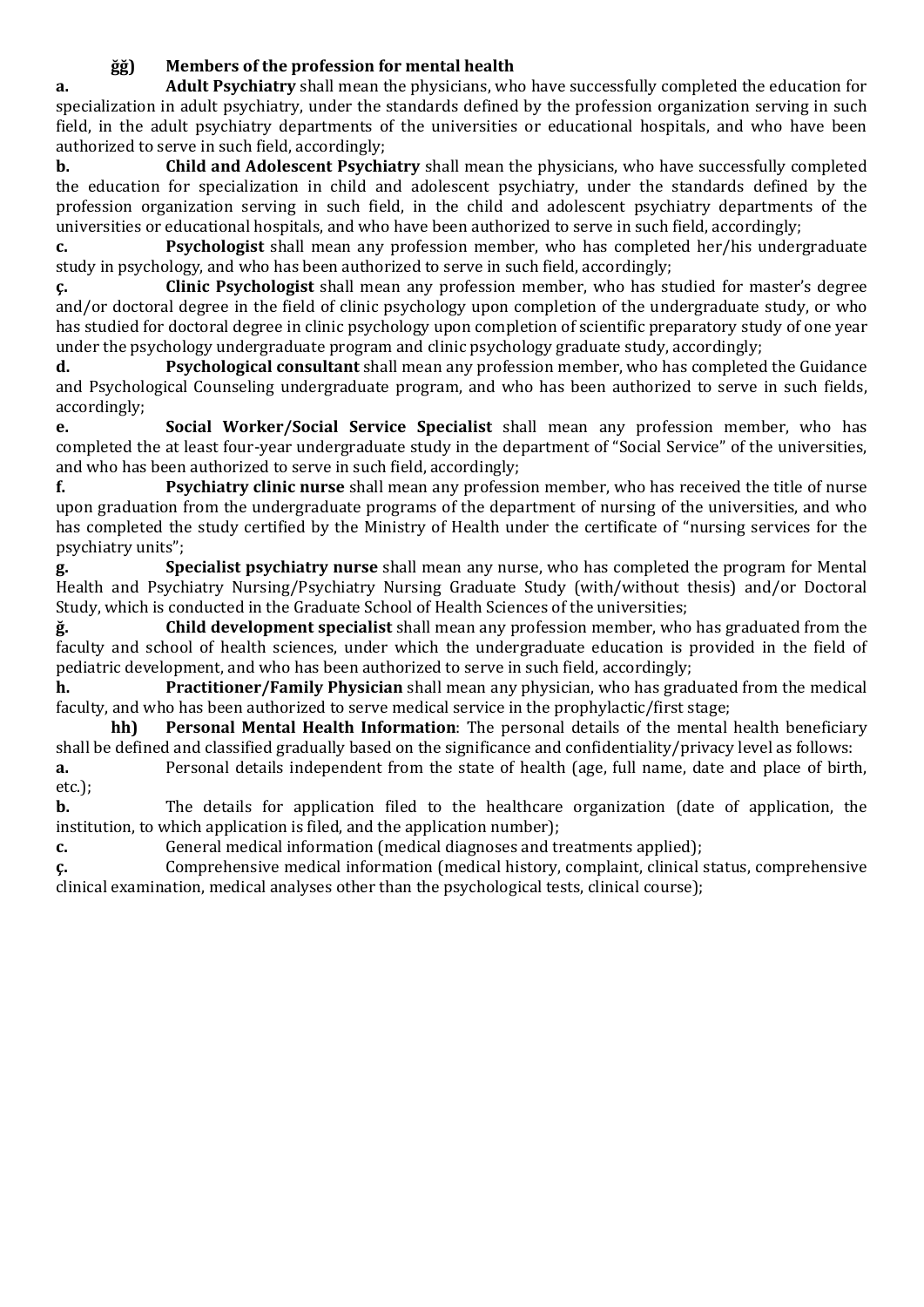**ğğ) Members of the profession for mental health**

**a.** **Adult Psychiatry** shall mean the physicians, who have successfully completed the education for specialization in adult psychiatry, under the standards defined by the profession organization serving in such field, in the adult psychiatry departments of the universities or educational hospitals, and who have been authorized to serve in such field, accordingly;

**b.** **Child and Adolescent Psychiatry** shall mean the physicians, who have successfully completed the education for specialization in child and adolescent psychiatry, under the standards defined by the profession organization serving in such field, in the child and adolescent psychiatry departments of the universities or educational hospitals, and who have been authorized to serve in such field, accordingly;

**c.** **Psychologist** shall mean any profession member, who has completed her/his undergraduate study in psychology, and who has been authorized to serve in such field, accordingly;

**ç.** **Clinic Psychologist** shall mean any profession member, who has studied for master's degree and/or doctoral degree in the field of clinic psychology upon completion of the undergraduate study, or who has studied for doctoral degree in clinic psychology upon completion of scientific preparatory study of one year under the psychology undergraduate program and clinic psychology graduate study, accordingly;

**d.** **Psychological consultant** shall mean any profession member, who has completed the Guidance and Psychological Counseling undergraduate program, and who has been authorized to serve in such fields, accordingly;

**e.** **Social Worker/Social Service Specialist** shall mean any profession member, who has completed the at least four-year undergraduate study in the department of "Social Service" of the universities, and who has been authorized to serve in such field, accordingly;

**f.** **Psychiatry clinic nurse** shall mean any profession member, who has received the title of nurse upon graduation from the undergraduate programs of the department of nursing of the universities, and who has completed the study certified by the Ministry of Health under the certificate of "nursing services for the psychiatry units";

**g.** **Specialist psychiatry nurse** shall mean any nurse, who has completed the program for Mental Health and Psychiatry Nursing/Psychiatry Nursing Graduate Study (with/without thesis) and/or Doctoral Study, which is conducted in the Graduate School of Health Sciences of the universities;

**ğ.** **Child development specialist** shall mean any profession member, who has graduated from the faculty and school of health sciences, under which the undergraduate education is provided in the field of pediatric development, and who has been authorized to serve in such field, accordingly;

**h.** **Practitioner/Family Physician** shall mean any physician, who has graduated from the medical faculty, and who has been authorized to serve medical service in the prophylactic/first stage;

**hh) Personal Mental Health Information**: The personal details of the mental health beneficiary shall be defined and classified gradually based on the significance and confidentiality/privacy level as follows:

**a.** Personal details independent from the state of health (age, full name, date and place of birth, etc.);

**b.** The details for application filed to the healthcare organization (date of application, the institution, to which application is filed, and the application number);

**c.** General medical information (medical diagnoses and treatments applied);

**ç.** Comprehensive medical information (medical history, complaint, clinical status, comprehensive clinical examination, medical analyses other than the psychological tests, clinical course);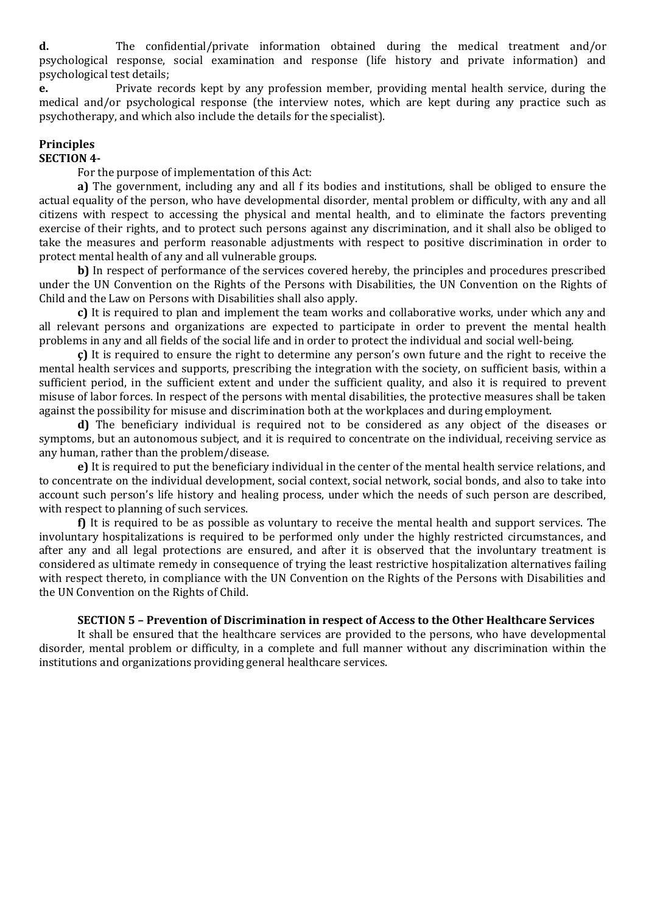**d.** The confidential/private information obtained during the medical treatment and/or psychological response, social examination and response (life history and private information) and psychological test details;

**e.** Private records kept by any profession member, providing mental health service, during the medical and/or psychological response (the interview notes, which are kept during any practice such as psychotherapy, and which also include the details for the specialist).

## Principles

**SECTION 4-**

For the purpose of implementation of this Act:

**a)** The government, including any and all f its bodies and institutions, shall be obliged to ensure the actual equality of the person, who have developmental disorder, mental problem or difficulty, with any and all citizens with respect to accessing the physical and mental health, and to eliminate the factors preventing exercise of their rights, and to protect such persons against any discrimination, and it shall also be obliged to take the measures and perform reasonable adjustments with respect to positive discrimination in order to protect mental health of any and all vulnerable groups.

**b)** In respect of performance of the services covered hereby, the principles and procedures prescribed under the UN Convention on the Rights of the Persons with Disabilities, the UN Convention on the Rights of Child and the Law on Persons with Disabilities shall also apply.

**c)** It is required to plan and implement the team works and collaborative works, under which any and all relevant persons and organizations are expected to participate in order to prevent the mental health problems in any and all fields of the social life and in order to protect the individual and social well-being.

**ç)** It is required to ensure the right to determine any person's own future and the right to receive the mental health services and supports, prescribing the integration with the society, on sufficient basis, within a sufficient period, in the sufficient extent and under the sufficient quality, and also it is required to prevent misuse of labor forces. In respect of the persons with mental disabilities, the protective measures shall be taken against the possibility for misuse and discrimination both at the workplaces and during employment.

**d)** The beneficiary individual is required not to be considered as any object of the diseases or symptoms, but an autonomous subject, and it is required to concentrate on the individual, receiving service as any human, rather than the problem/disease.

**e)** It is required to put the beneficiary individual in the center of the mental health service relations, and to concentrate on the individual development, social context, social network, social bonds, and also to take into account such person's life history and healing process, under which the needs of such person are described, with respect to planning of such services.

**f)** It is required to be as possible as voluntary to receive the mental health and support services. The involuntary hospitalizations is required to be performed only under the highly restricted circumstances, and after any and all legal protections are ensured, and after it is observed that the involuntary treatment is considered as ultimate remedy in consequence of trying the least restrictive hospitalization alternatives failing with respect thereto, in compliance with the UN Convention on the Rights of the Persons with Disabilities and the UN Convention on the Rights of Child.

**SECTION 5 – Prevention of Discrimination in respect of Access to the Other Healthcare Services**

It shall be ensured that the healthcare services are provided to the persons, who have developmental disorder, mental problem or difficulty, in a complete and full manner without any discrimination within the institutions and organizations providing general healthcare services.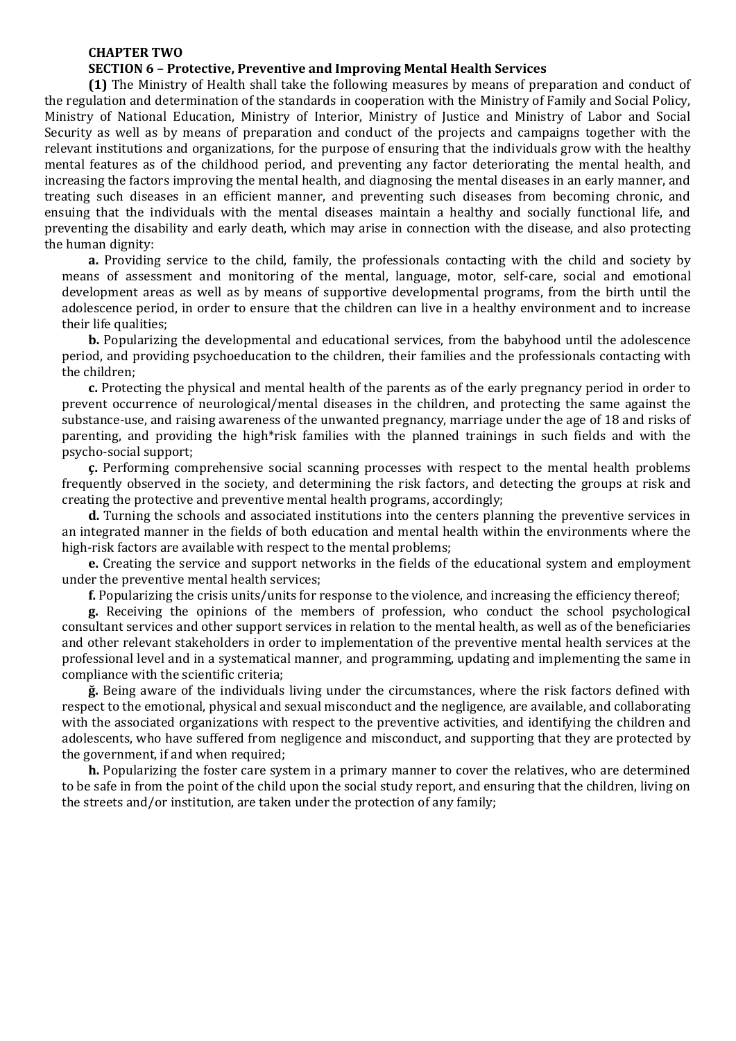**CHAPTER TWO**

**SECTION 6 – Protective, Preventive and Improving Mental Health Services**

**(1)** The Ministry of Health shall take the following measures by means of preparation and conduct of the regulation and determination of the standards in cooperation with the Ministry of Family and Social Policy, Ministry of National Education, Ministry of Interior, Ministry of Justice and Ministry of Labor and Social Security as well as by means of preparation and conduct of the projects and campaigns together with the relevant institutions and organizations, for the purpose of ensuring that the individuals grow with the healthy mental features as of the childhood period, and preventing any factor deteriorating the mental health, and increasing the factors improving the mental health, and diagnosing the mental diseases in an early manner, and treating such diseases in an efficient manner, and preventing such diseases from becoming chronic, and ensuing that the individuals with the mental diseases maintain a healthy and socially functional life, and preventing the disability and early death, which may arise in connection with the disease, and also protecting the human dignity:

**a.** Providing service to the child, family, the professionals contacting with the child and society by means of assessment and monitoring of the mental, language, motor, self-care, social and emotional development areas as well as by means of supportive developmental programs, from the birth until the adolescence period, in order to ensure that the children can live in a healthy environment and to increase their life qualities;

**b.** Popularizing the developmental and educational services, from the babyhood until the adolescence period, and providing psychoeducation to the children, their families and the professionals contacting with the children;

**c.** Protecting the physical and mental health of the parents as of the early pregnancy period in order to prevent occurrence of neurological/mental diseases in the children, and protecting the same against the substance-use, and raising awareness of the unwanted pregnancy, marriage under the age of 18 and risks of parenting, and providing the high*risk families with the planned trainings in such fields and with the psycho-social support;

**ç.** Performing comprehensive social scanning processes with respect to the mental health problems frequently observed in the society, and determining the risk factors, and detecting the groups at risk and creating the protective and preventive mental health programs, accordingly;

**d.** Turning the schools and associated institutions into the centers planning the preventive services in an integrated manner in the fields of both education and mental health within the environments where the high-risk factors are available with respect to the mental problems;

**e.** Creating the service and support networks in the fields of the educational system and employment under the preventive mental health services;

**f.** Popularizing the crisis units/units for response to the violence, and increasing the efficiency thereof;

**g.** Receiving the opinions of the members of profession, who conduct the school psychological consultant services and other support services in relation to the mental health, as well as of the beneficiaries and other relevant stakeholders in order to implementation of the preventive mental health services at the professional level and in a systematical manner, and programming, updating and implementing the same in compliance with the scientific criteria;

**ğ.** Being aware of the individuals living under the circumstances, where the risk factors defined with respect to the emotional, physical and sexual misconduct and the negligence, are available, and collaborating with the associated organizations with respect to the preventive activities, and identifying the children and adolescents, who have suffered from negligence and misconduct, and supporting that they are protected by the government, if and when required;

**h.** Popularizing the foster care system in a primary manner to cover the relatives, who are determined to be safe in from the point of the child upon the social study report, and ensuring that the children, living on the streets and/or institution, are taken under the protection of any family;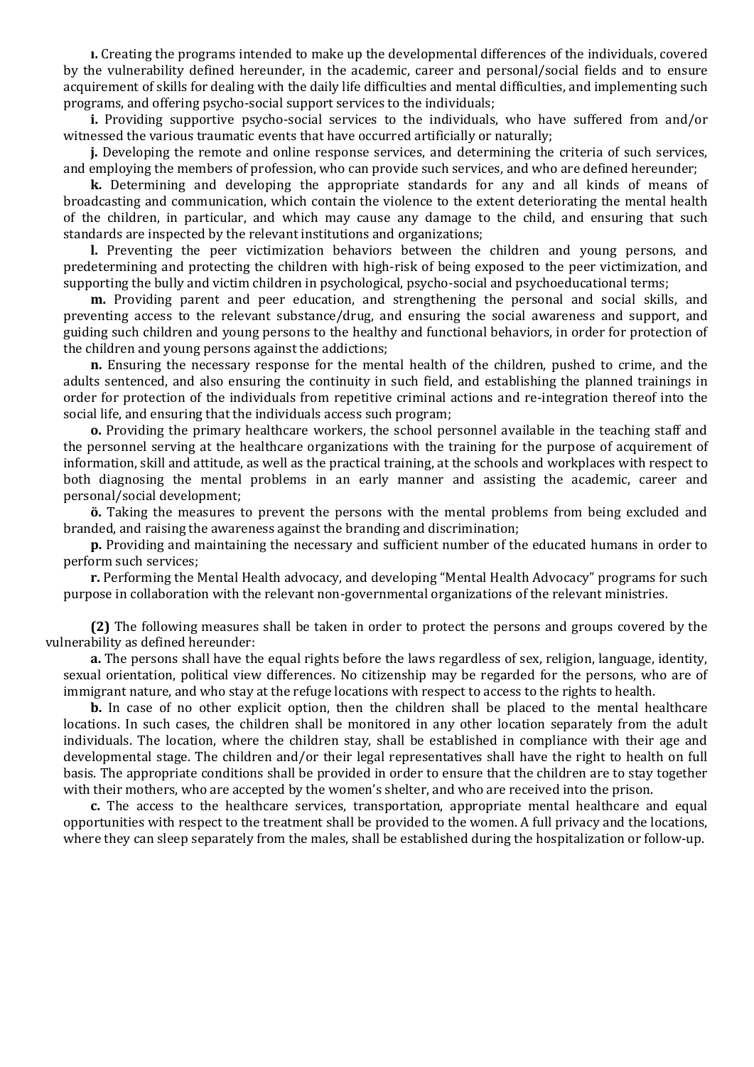**ı.** Creating the programs intended to make up the developmental differences of the individuals, covered by the vulnerability defined hereunder, in the academic, career and personal/social fields and to ensure acquirement of skills for dealing with the daily life difficulties and mental difficulties, and implementing such programs, and offering psycho-social support services to the individuals;

**i.** Providing supportive psycho-social services to the individuals, who have suffered from and/or witnessed the various traumatic events that have occurred artificially or naturally;

**j.** Developing the remote and online response services, and determining the criteria of such services, and employing the members of profession, who can provide such services, and who are defined hereunder;

**k.** Determining and developing the appropriate standards for any and all kinds of means of broadcasting and communication, which contain the violence to the extent deteriorating the mental health of the children, in particular, and which may cause any damage to the child, and ensuring that such standards are inspected by the relevant institutions and organizations;

**l.** Preventing the peer victimization behaviors between the children and young persons, and predetermining and protecting the children with high-risk of being exposed to the peer victimization, and supporting the bully and victim children in psychological, psycho-social and psychoeducational terms;

**m.** Providing parent and peer education, and strengthening the personal and social skills, and preventing access to the relevant substance/drug, and ensuring the social awareness and support, and guiding such children and young persons to the healthy and functional behaviors, in order for protection of the children and young persons against the addictions;

**n.** Ensuring the necessary response for the mental health of the children, pushed to crime, and the adults sentenced, and also ensuring the continuity in such field, and establishing the planned trainings in order for protection of the individuals from repetitive criminal actions and re-integration thereof into the social life, and ensuring that the individuals access such program;

**o.** Providing the primary healthcare workers, the school personnel available in the teaching staff and the personnel serving at the healthcare organizations with the training for the purpose of acquirement of information, skill and attitude, as well as the practical training, at the schools and workplaces with respect to both diagnosing the mental problems in an early manner and assisting the academic, career and personal/social development;

**ö.** Taking the measures to prevent the persons with the mental problems from being excluded and branded, and raising the awareness against the branding and discrimination;

**p.** Providing and maintaining the necessary and sufficient number of the educated humans in order to perform such services;

**r.** Performing the Mental Health advocacy, and developing "Mental Health Advocacy" programs for such purpose in collaboration with the relevant non-governmental organizations of the relevant ministries.

**(2)** The following measures shall be taken in order to protect the persons and groups covered by the vulnerability as defined hereunder:

**a.** The persons shall have the equal rights before the laws regardless of sex, religion, language, identity, sexual orientation, political view differences. No citizenship may be regarded for the persons, who are of immigrant nature, and who stay at the refuge locations with respect to access to the rights to health.

**b.** In case of no other explicit option, then the children shall be placed to the mental healthcare locations. In such cases, the children shall be monitored in any other location separately from the adult individuals. The location, where the children stay, shall be established in compliance with their age and developmental stage. The children and/or their legal representatives shall have the right to health on full basis. The appropriate conditions shall be provided in order to ensure that the children are to stay together with their mothers, who are accepted by the women's shelter, and who are received into the prison.

**c.** The access to the healthcare services, transportation, appropriate mental healthcare and equal opportunities with respect to the treatment shall be provided to the women. A full privacy and the locations, where they can sleep separately from the males, shall be established during the hospitalization or follow-up.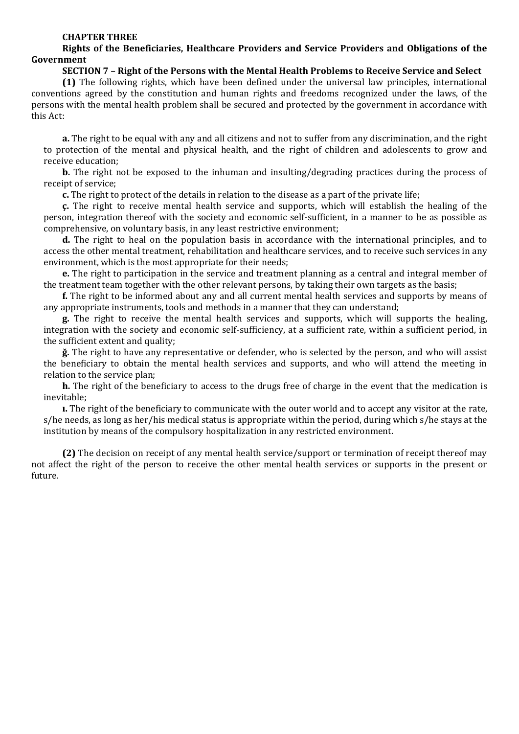## CHAPTER THREE

## Rights of the Beneficiaries, Healthcare Providers and Service Providers and Obligations of the Government

### SECTION 7 – Right of the Persons with the Mental Health Problems to Receive Service and Select

**(1)** The following rights, which have been defined under the universal law principles, international conventions agreed by the constitution and human rights and freedoms recognized under the laws, of the persons with the mental health problem shall be secured and protected by the government in accordance with this Act:

**a.** The right to be equal with any and all citizens and not to suffer from any discrimination, and the right to protection of the mental and physical health, and the right of children and adolescents to grow and receive education;

**b.** The right not be exposed to the inhuman and insulting/degrading practices during the process of receipt of service;

**c.** The right to protect of the details in relation to the disease as a part of the private life;

**ç.** The right to receive mental health service and supports, which will establish the healing of the person, integration thereof with the society and economic self-sufficient, in a manner to be as possible as comprehensive, on voluntary basis, in any least restrictive environment;

**d.** The right to heal on the population basis in accordance with the international principles, and to access the other mental treatment, rehabilitation and healthcare services, and to receive such services in any environment, which is the most appropriate for their needs;

**e.** The right to participation in the service and treatment planning as a central and integral member of the treatment team together with the other relevant persons, by taking their own targets as the basis;

**f.** The right to be informed about any and all current mental health services and supports by means of any appropriate instruments, tools and methods in a manner that they can understand;

**g.** The right to receive the mental health services and supports, which will supports the healing, integration with the society and economic self-sufficiency, at a sufficient rate, within a sufficient period, in the sufficient extent and quality;

**ğ.** The right to have any representative or defender, who is selected by the person, and who will assist the beneficiary to obtain the mental health services and supports, and who will attend the meeting in relation to the service plan;

**h.** The right of the beneficiary to access to the drugs free of charge in the event that the medication is inevitable;

**ı.** The right of the beneficiary to communicate with the outer world and to accept any visitor at the rate, s/he needs, as long as her/his medical status is appropriate within the period, during which s/he stays at the institution by means of the compulsory hospitalization in any restricted environment.

**(2)** The decision on receipt of any mental health service/support or termination of receipt thereof may not affect the right of the person to receive the other mental health services or supports in the present or future.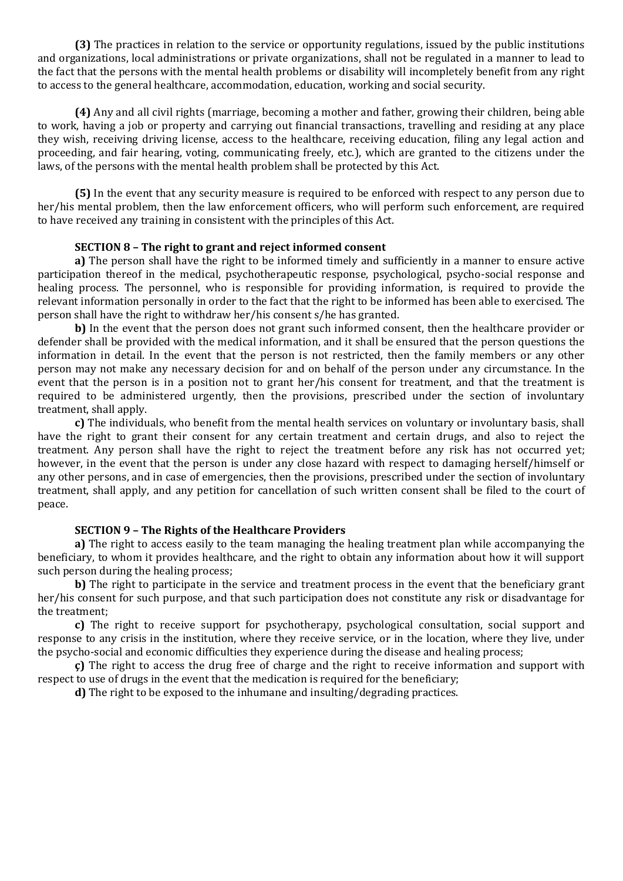**(3)** The practices in relation to the service or opportunity regulations, issued by the public institutions and organizations, local administrations or private organizations, shall not be regulated in a manner to lead to the fact that the persons with the mental health problems or disability will incompletely benefit from any right to access to the general healthcare, accommodation, education, working and social security.

**(4)** Any and all civil rights (marriage, becoming a mother and father, growing their children, being able to work, having a job or property and carrying out financial transactions, travelling and residing at any place they wish, receiving driving license, access to the healthcare, receiving education, filing any legal action and proceeding, and fair hearing, voting, communicating freely, etc.), which are granted to the citizens under the laws, of the persons with the mental health problem shall be protected by this Act.

**(5)** In the event that any security measure is required to be enforced with respect to any person due to her/his mental problem, then the law enforcement officers, who will perform such enforcement, are required to have received any training in consistent with the principles of this Act.

### SECTION 8 – The right to grant and reject informed consent

**a)** The person shall have the right to be informed timely and sufficiently in a manner to ensure active participation thereof in the medical, psychotherapeutic response, psychological, psycho-social response and healing process. The personnel, who is responsible for providing information, is required to provide the relevant information personally in order to the fact that the right to be informed has been able to exercised. The person shall have the right to withdraw her/his consent s/he has granted.

**b)** In the event that the person does not grant such informed consent, then the healthcare provider or defender shall be provided with the medical information, and it shall be ensured that the person questions the information in detail. In the event that the person is not restricted, then the family members or any other person may not make any necessary decision for and on behalf of the person under any circumstance. In the event that the person is in a position not to grant her/his consent for treatment, and that the treatment is required to be administered urgently, then the provisions, prescribed under the section of involuntary treatment, shall apply.

**c)** The individuals, who benefit from the mental health services on voluntary or involuntary basis, shall have the right to grant their consent for any certain treatment and certain drugs, and also to reject the treatment. Any person shall have the right to reject the treatment before any risk has not occurred yet; however, in the event that the person is under any close hazard with respect to damaging herself/himself or any other persons, and in case of emergencies, then the provisions, prescribed under the section of involuntary treatment, shall apply, and any petition for cancellation of such written consent shall be filed to the court of peace.

### SECTION 9 – The Rights of the Healthcare Providers

**a)** The right to access easily to the team managing the healing treatment plan while accompanying the beneficiary, to whom it provides healthcare, and the right to obtain any information about how it will support such person during the healing process;

**b)** The right to participate in the service and treatment process in the event that the beneficiary grant her/his consent for such purpose, and that such participation does not constitute any risk or disadvantage for the treatment;

**c)** The right to receive support for psychotherapy, psychological consultation, social support and response to any crisis in the institution, where they receive service, or in the location, where they live, under the psycho-social and economic difficulties they experience during the disease and healing process;

**ç)** The right to access the drug free of charge and the right to receive information and support with respect to use of drugs in the event that the medication is required for the beneficiary;

**d)** The right to be exposed to the inhumane and insulting/degrading practices.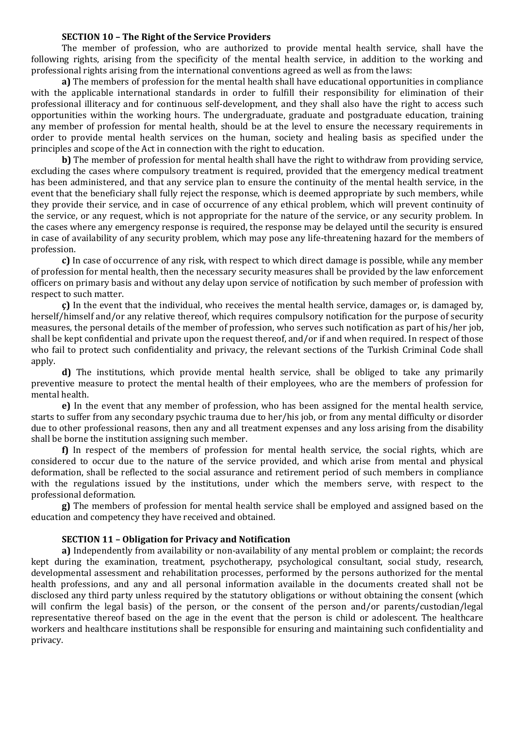### SECTION 10 – The Right of the Service Providers

The member of profession, who are authorized to provide mental health service, shall have the following rights, arising from the specificity of the mental health service, in addition to the working and professional rights arising from the international conventions agreed as well as from the laws:

**a)** The members of profession for the mental health shall have educational opportunities in compliance with the applicable international standards in order to fulfill their responsibility for elimination of their professional illiteracy and for continuous self-development, and they shall also have the right to access such opportunities within the working hours. The undergraduate, graduate and postgraduate education, training any member of profession for mental health, should be at the level to ensure the necessary requirements in order to provide mental health services on the human, society and healing basis as specified under the principles and scope of the Act in connection with the right to education.

**b)** The member of profession for mental health shall have the right to withdraw from providing service, excluding the cases where compulsory treatment is required, provided that the emergency medical treatment has been administered, and that any service plan to ensure the continuity of the mental health service, in the event that the beneficiary shall fully reject the response, which is deemed appropriate by such members, while they provide their service, and in case of occurrence of any ethical problem, which will prevent continuity of the service, or any request, which is not appropriate for the nature of the service, or any security problem. In the cases where any emergency response is required, the response may be delayed until the security is ensured in case of availability of any security problem, which may pose any life-threatening hazard for the members of profession.

**c)** In case of occurrence of any risk, with respect to which direct damage is possible, while any member of profession for mental health, then the necessary security measures shall be provided by the law enforcement officers on primary basis and without any delay upon service of notification by such member of profession with respect to such matter.

**ç)** In the event that the individual, who receives the mental health service, damages or, is damaged by, herself/himself and/or any relative thereof, which requires compulsory notification for the purpose of security measures, the personal details of the member of profession, who serves such notification as part of his/her job, shall be kept confidential and private upon the request thereof, and/or if and when required. In respect of those who fail to protect such confidentiality and privacy, the relevant sections of the Turkish Criminal Code shall apply.

**d)** The institutions, which provide mental health service, shall be obliged to take any primarily preventive measure to protect the mental health of their employees, who are the members of profession for mental health.

**e)** In the event that any member of profession, who has been assigned for the mental health service, starts to suffer from any secondary psychic trauma due to her/his job, or from any mental difficulty or disorder due to other professional reasons, then any and all treatment expenses and any loss arising from the disability shall be borne the institution assigning such member.

**f)** In respect of the members of profession for mental health service, the social rights, which are considered to occur due to the nature of the service provided, and which arise from mental and physical deformation, shall be reflected to the social assurance and retirement period of such members in compliance with the regulations issued by the institutions, under which the members serve, with respect to the professional deformation.

**g)** The members of profession for mental health service shall be employed and assigned based on the education and competency they have received and obtained.

### SECTION 11 – Obligation for Privacy and Notification

**a)** Independently from availability or non-availability of any mental problem or complaint; the records kept during the examination, treatment, psychotherapy, psychological consultant, social study, research, developmental assessment and rehabilitation processes, performed by the persons authorized for the mental health professions, and any and all personal information available in the documents created shall not be disclosed any third party unless required by the statutory obligations or without obtaining the consent (which will confirm the legal basis) of the person, or the consent of the person and/or parents/custodian/legal representative thereof based on the age in the event that the person is child or adolescent. The healthcare workers and healthcare institutions shall be responsible for ensuring and maintaining such confidentiality and privacy.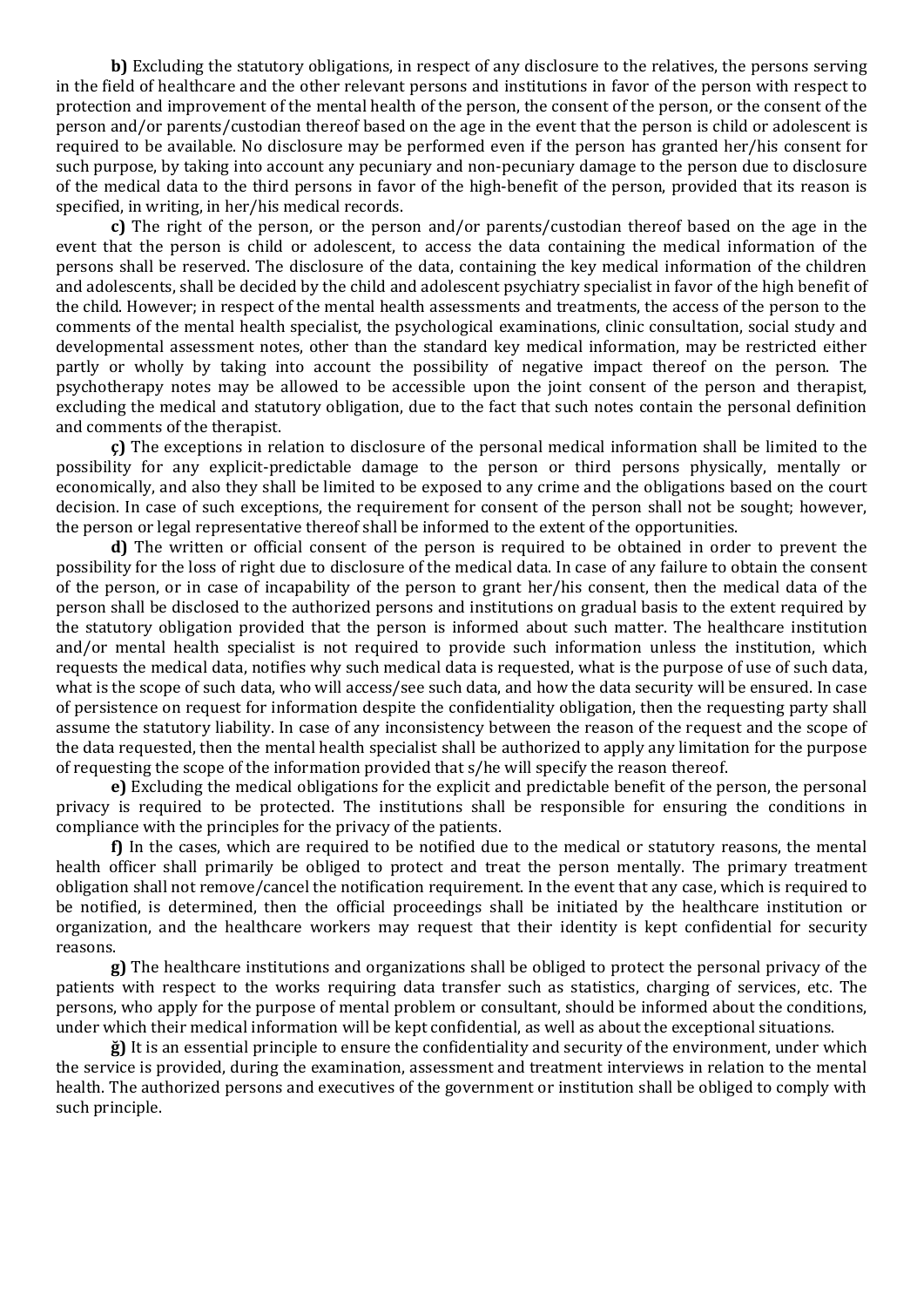**b)** Excluding the statutory obligations, in respect of any disclosure to the relatives, the persons serving in the field of healthcare and the other relevant persons and institutions in favor of the person with respect to protection and improvement of the mental health of the person, the consent of the person, or the consent of the person and/or parents/custodian thereof based on the age in the event that the person is child or adolescent is required to be available. No disclosure may be performed even if the person has granted her/his consent for such purpose, by taking into account any pecuniary and non-pecuniary damage to the person due to disclosure of the medical data to the third persons in favor of the high-benefit of the person, provided that its reason is specified, in writing, in her/his medical records.

**c)** The right of the person, or the person and/or parents/custodian thereof based on the age in the event that the person is child or adolescent, to access the data containing the medical information of the persons shall be reserved. The disclosure of the data, containing the key medical information of the children and adolescents, shall be decided by the child and adolescent psychiatry specialist in favor of the high benefit of the child. However; in respect of the mental health assessments and treatments, the access of the person to the comments of the mental health specialist, the psychological examinations, clinic consultation, social study and developmental assessment notes, other than the standard key medical information, may be restricted either partly or wholly by taking into account the possibility of negative impact thereof on the person. The psychotherapy notes may be allowed to be accessible upon the joint consent of the person and therapist, excluding the medical and statutory obligation, due to the fact that such notes contain the personal definition and comments of the therapist.

**ç)** The exceptions in relation to disclosure of the personal medical information shall be limited to the possibility for any explicit-predictable damage to the person or third persons physically, mentally or economically, and also they shall be limited to be exposed to any crime and the obligations based on the court decision. In case of such exceptions, the requirement for consent of the person shall not be sought; however, the person or legal representative thereof shall be informed to the extent of the opportunities.

**d)** The written or official consent of the person is required to be obtained in order to prevent the possibility for the loss of right due to disclosure of the medical data. In case of any failure to obtain the consent of the person, or in case of incapability of the person to grant her/his consent, then the medical data of the person shall be disclosed to the authorized persons and institutions on gradual basis to the extent required by the statutory obligation provided that the person is informed about such matter. The healthcare institution and/or mental health specialist is not required to provide such information unless the institution, which requests the medical data, notifies why such medical data is requested, what is the purpose of use of such data, what is the scope of such data, who will access/see such data, and how the data security will be ensured. In case of persistence on request for information despite the confidentiality obligation, then the requesting party shall assume the statutory liability. In case of any inconsistency between the reason of the request and the scope of the data requested, then the mental health specialist shall be authorized to apply any limitation for the purpose of requesting the scope of the information provided that s/he will specify the reason thereof.

**e)** Excluding the medical obligations for the explicit and predictable benefit of the person, the personal privacy is required to be protected. The institutions shall be responsible for ensuring the conditions in compliance with the principles for the privacy of the patients.

**f)** In the cases, which are required to be notified due to the medical or statutory reasons, the mental health officer shall primarily be obliged to protect and treat the person mentally. The primary treatment obligation shall not remove/cancel the notification requirement. In the event that any case, which is required to be notified, is determined, then the official proceedings shall be initiated by the healthcare institution or organization, and the healthcare workers may request that their identity is kept confidential for security reasons.

**g)** The healthcare institutions and organizations shall be obliged to protect the personal privacy of the patients with respect to the works requiring data transfer such as statistics, charging of services, etc. The persons, who apply for the purpose of mental problem or consultant, should be informed about the conditions, under which their medical information will be kept confidential, as well as about the exceptional situations.

**ğ)** It is an essential principle to ensure the confidentiality and security of the environment, under which the service is provided, during the examination, assessment and treatment interviews in relation to the mental health. The authorized persons and executives of the government or institution shall be obliged to comply with such principle.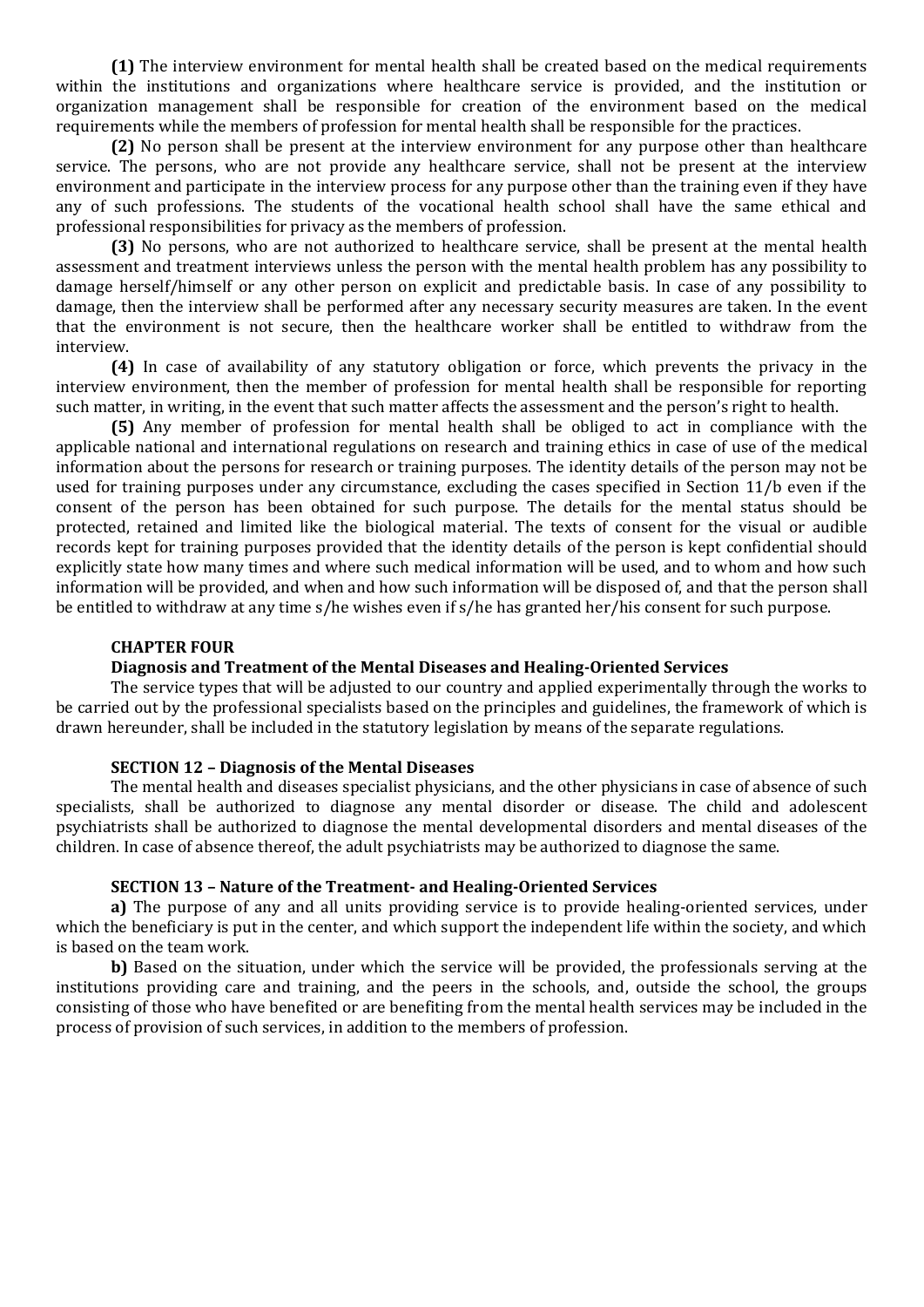**(1)** The interview environment for mental health shall be created based on the medical requirements within the institutions and organizations where healthcare service is provided, and the institution or organization management shall be responsible for creation of the environment based on the medical requirements while the members of profession for mental health shall be responsible for the practices.

**(2)** No person shall be present at the interview environment for any purpose other than healthcare service. The persons, who are not provide any healthcare service, shall not be present at the interview environment and participate in the interview process for any purpose other than the training even if they have any of such professions. The students of the vocational health school shall have the same ethical and professional responsibilities for privacy as the members of profession.

**(3)** No persons, who are not authorized to healthcare service, shall be present at the mental health assessment and treatment interviews unless the person with the mental health problem has any possibility to damage herself/himself or any other person on explicit and predictable basis. In case of any possibility to damage, then the interview shall be performed after any necessary security measures are taken. In the event that the environment is not secure, then the healthcare worker shall be entitled to withdraw from the interview.

**(4)** In case of availability of any statutory obligation or force, which prevents the privacy in the interview environment, then the member of profession for mental health shall be responsible for reporting such matter, in writing, in the event that such matter affects the assessment and the person's right to health.

**(5)** Any member of profession for mental health shall be obliged to act in compliance with the applicable national and international regulations on research and training ethics in case of use of the medical information about the persons for research or training purposes. The identity details of the person may not be used for training purposes under any circumstance, excluding the cases specified in Section 11/b even if the consent of the person has been obtained for such purpose. The details for the mental status should be protected, retained and limited like the biological material. The texts of consent for the visual or audible records kept for training purposes provided that the identity details of the person is kept confidential should explicitly state how many times and where such medical information will be used, and to whom and how such information will be provided, and when and how such information will be disposed of, and that the person shall be entitled to withdraw at any time s/he wishes even if s/he has granted her/his consent for such purpose.

## CHAPTER FOUR

## Diagnosis and Treatment of the Mental Diseases and Healing-Oriented Services

The service types that will be adjusted to our country and applied experimentally through the works to be carried out by the professional specialists based on the principles and guidelines, the framework of which is drawn hereunder, shall be included in the statutory legislation by means of the separate regulations.

### SECTION 12 – Diagnosis of the Mental Diseases

The mental health and diseases specialist physicians, and the other physicians in case of absence of such specialists, shall be authorized to diagnose any mental disorder or disease. The child and adolescent psychiatrists shall be authorized to diagnose the mental developmental disorders and mental diseases of the children. In case of absence thereof, the adult psychiatrists may be authorized to diagnose the same.

### SECTION 13 – Nature of the Treatment- and Healing-Oriented Services

**a)** The purpose of any and all units providing service is to provide healing-oriented services, under which the beneficiary is put in the center, and which support the independent life within the society, and which is based on the team work.

**b)** Based on the situation, under which the service will be provided, the professionals serving at the institutions providing care and training, and the peers in the schools, and, outside the school, the groups consisting of those who have benefited or are benefiting from the mental health services may be included in the process of provision of such services, in addition to the members of profession.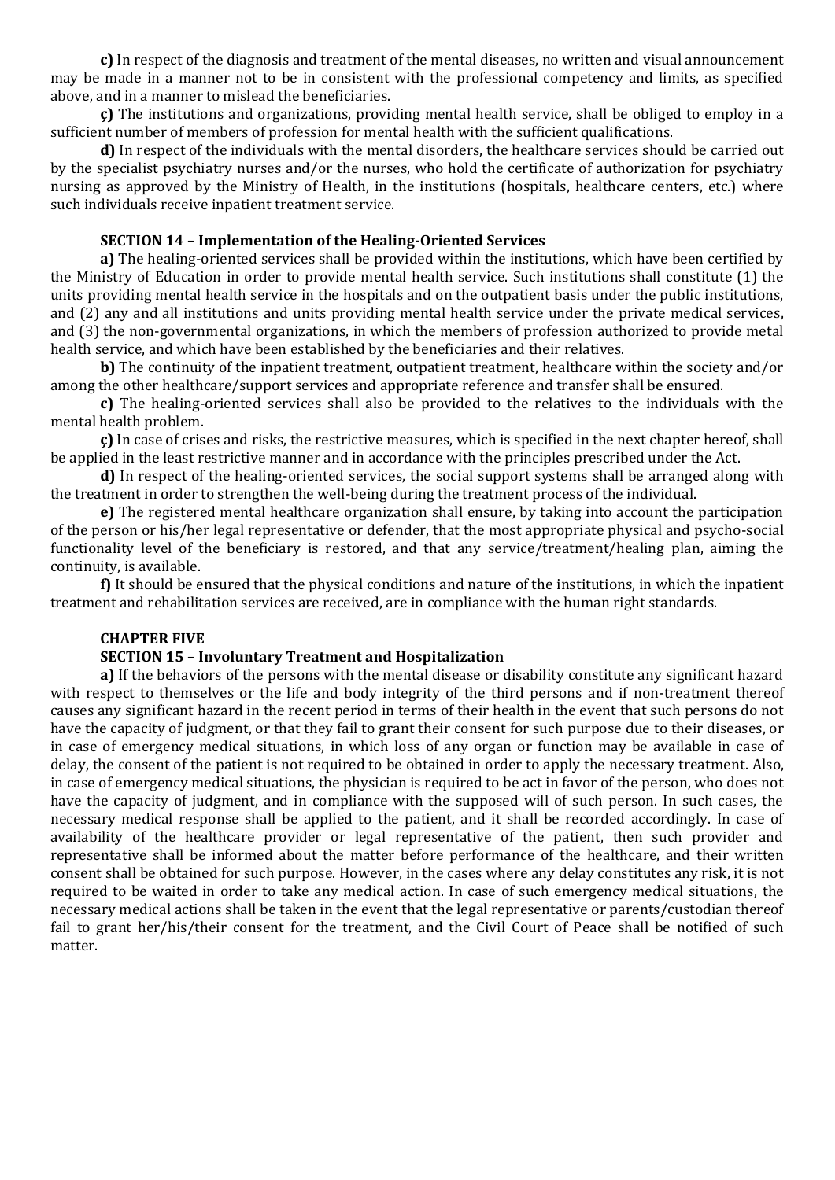**c)** In respect of the diagnosis and treatment of the mental diseases, no written and visual announcement may be made in a manner not to be in consistent with the professional competency and limits, as specified above, and in a manner to mislead the beneficiaries.

**ç)** The institutions and organizations, providing mental health service, shall be obliged to employ in a sufficient number of members of profession for mental health with the sufficient qualifications.

**d)** In respect of the individuals with the mental disorders, the healthcare services should be carried out by the specialist psychiatry nurses and/or the nurses, who hold the certificate of authorization for psychiatry nursing as approved by the Ministry of Health, in the institutions (hospitals, healthcare centers, etc.) where such individuals receive inpatient treatment service.

### SECTION 14 – Implementation of the Healing-Oriented Services

**a)** The healing-oriented services shall be provided within the institutions, which have been certified by the Ministry of Education in order to provide mental health service. Such institutions shall constitute (1) the units providing mental health service in the hospitals and on the outpatient basis under the public institutions, and (2) any and all institutions and units providing mental health service under the private medical services, and (3) the non-governmental organizations, in which the members of profession authorized to provide metal health service, and which have been established by the beneficiaries and their relatives.

**b)** The continuity of the inpatient treatment, outpatient treatment, healthcare within the society and/or among the other healthcare/support services and appropriate reference and transfer shall be ensured.

**c)** The healing-oriented services shall also be provided to the relatives to the individuals with the mental health problem.

**ç)** In case of crises and risks, the restrictive measures, which is specified in the next chapter hereof, shall be applied in the least restrictive manner and in accordance with the principles prescribed under the Act.

**d)** In respect of the healing-oriented services, the social support systems shall be arranged along with the treatment in order to strengthen the well-being during the treatment process of the individual.

**e)** The registered mental healthcare organization shall ensure, by taking into account the participation of the person or his/her legal representative or defender, that the most appropriate physical and psycho-social functionality level of the beneficiary is restored, and that any service/treatment/healing plan, aiming the continuity, is available.

**f)** It should be ensured that the physical conditions and nature of the institutions, in which the inpatient treatment and rehabilitation services are received, are in compliance with the human right standards.

## CHAPTER FIVE

### SECTION 15 – Involuntary Treatment and Hospitalization

**a)** If the behaviors of the persons with the mental disease or disability constitute any significant hazard with respect to themselves or the life and body integrity of the third persons and if non-treatment thereof causes any significant hazard in the recent period in terms of their health in the event that such persons do not have the capacity of judgment, or that they fail to grant their consent for such purpose due to their diseases, or in case of emergency medical situations, in which loss of any organ or function may be available in case of delay, the consent of the patient is not required to be obtained in order to apply the necessary treatment. Also, in case of emergency medical situations, the physician is required to be act in favor of the person, who does not have the capacity of judgment, and in compliance with the supposed will of such person. In such cases, the necessary medical response shall be applied to the patient, and it shall be recorded accordingly. In case of availability of the healthcare provider or legal representative of the patient, then such provider and representative shall be informed about the matter before performance of the healthcare, and their written consent shall be obtained for such purpose. However, in the cases where any delay constitutes any risk, it is not required to be waited in order to take any medical action. In case of such emergency medical situations, the necessary medical actions shall be taken in the event that the legal representative or parents/custodian thereof fail to grant her/his/their consent for the treatment, and the Civil Court of Peace shall be notified of such matter.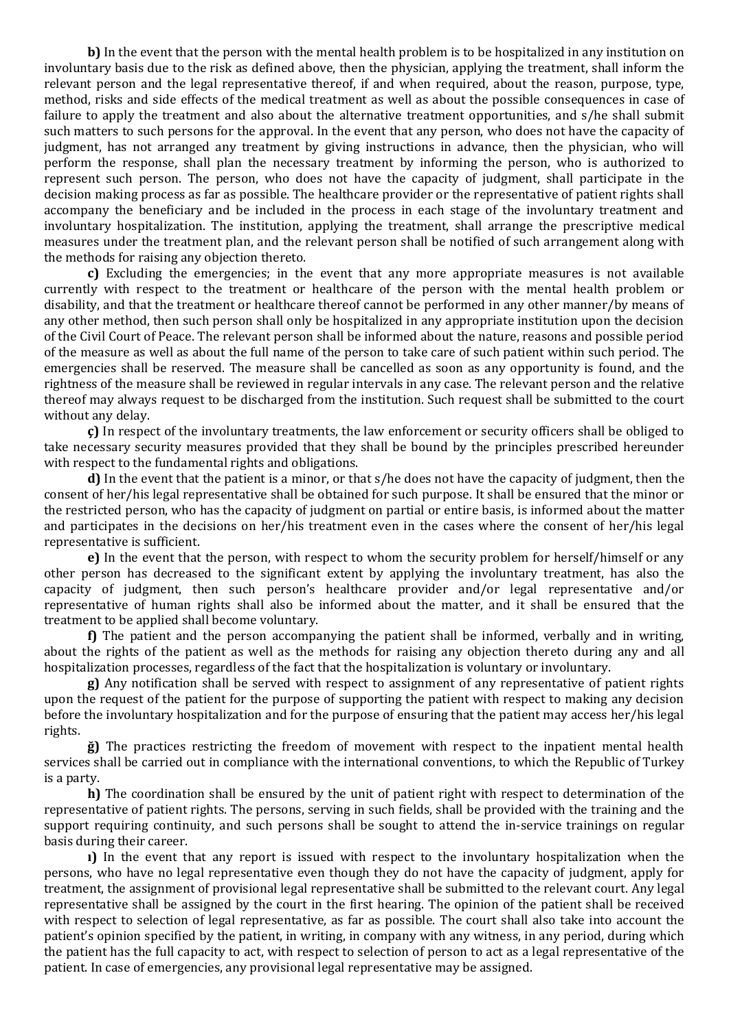**b)** In the event that the person with the mental health problem is to be hospitalized in any institution on involuntary basis due to the risk as defined above, then the physician, applying the treatment, shall inform the relevant person and the legal representative thereof, if and when required, about the reason, purpose, type, method, risks and side effects of the medical treatment as well as about the possible consequences in case of failure to apply the treatment and also about the alternative treatment opportunities, and s/he shall submit such matters to such persons for the approval. In the event that any person, who does not have the capacity of judgment, has not arranged any treatment by giving instructions in advance, then the physician, who will perform the response, shall plan the necessary treatment by informing the person, who is authorized to represent such person. The person, who does not have the capacity of judgment, shall participate in the decision making process as far as possible. The healthcare provider or the representative of patient rights shall accompany the beneficiary and be included in the process in each stage of the involuntary treatment and involuntary hospitalization. The institution, applying the treatment, shall arrange the prescriptive medical measures under the treatment plan, and the relevant person shall be notified of such arrangement along with the methods for raising any objection thereto.

**c)** Excluding the emergencies; in the event that any more appropriate measures is not available currently with respect to the treatment or healthcare of the person with the mental health problem or disability, and that the treatment or healthcare thereof cannot be performed in any other manner/by means of any other method, then such person shall only be hospitalized in any appropriate institution upon the decision of the Civil Court of Peace. The relevant person shall be informed about the nature, reasons and possible period of the measure as well as about the full name of the person to take care of such patient within such period. The emergencies shall be reserved. The measure shall be cancelled as soon as any opportunity is found, and the rightness of the measure shall be reviewed in regular intervals in any case. The relevant person and the relative thereof may always request to be discharged from the institution. Such request shall be submitted to the court without any delay.

**ç)** In respect of the involuntary treatments, the law enforcement or security officers shall be obliged to take necessary security measures provided that they shall be bound by the principles prescribed hereunder with respect to the fundamental rights and obligations.

**d)** In the event that the patient is a minor, or that s/he does not have the capacity of judgment, then the consent of her/his legal representative shall be obtained for such purpose. It shall be ensured that the minor or the restricted person, who has the capacity of judgment on partial or entire basis, is informed about the matter and participates in the decisions on her/his treatment even in the cases where the consent of her/his legal representative is sufficient.

**e)** In the event that the person, with respect to whom the security problem for herself/himself or any other person has decreased to the significant extent by applying the involuntary treatment, has also the capacity of judgment, then such person's healthcare provider and/or legal representative and/or representative of human rights shall also be informed about the matter, and it shall be ensured that the treatment to be applied shall become voluntary.

**f)** The patient and the person accompanying the patient shall be informed, verbally and in writing, about the rights of the patient as well as the methods for raising any objection thereto during any and all hospitalization processes, regardless of the fact that the hospitalization is voluntary or involuntary.

**g)** Any notification shall be served with respect to assignment of any representative of patient rights upon the request of the patient for the purpose of supporting the patient with respect to making any decision before the involuntary hospitalization and for the purpose of ensuring that the patient may access her/his legal rights.

**ğ)** The practices restricting the freedom of movement with respect to the inpatient mental health services shall be carried out in compliance with the international conventions, to which the Republic of Turkey is a party.

**h)** The coordination shall be ensured by the unit of patient right with respect to determination of the representative of patient rights. The persons, serving in such fields, shall be provided with the training and the support requiring continuity, and such persons shall be sought to attend the in-service trainings on regular basis during their career.

**ı)** In the event that any report is issued with respect to the involuntary hospitalization when the persons, who have no legal representative even though they do not have the capacity of judgment, apply for treatment, the assignment of provisional legal representative shall be submitted to the relevant court. Any legal representative shall be assigned by the court in the first hearing. The opinion of the patient shall be received with respect to selection of legal representative, as far as possible. The court shall also take into account the patient's opinion specified by the patient, in writing, in company with any witness, in any period, during which the patient has the full capacity to act, with respect to selection of person to act as a legal representative of the patient. In case of emergencies, any provisional legal representative may be assigned.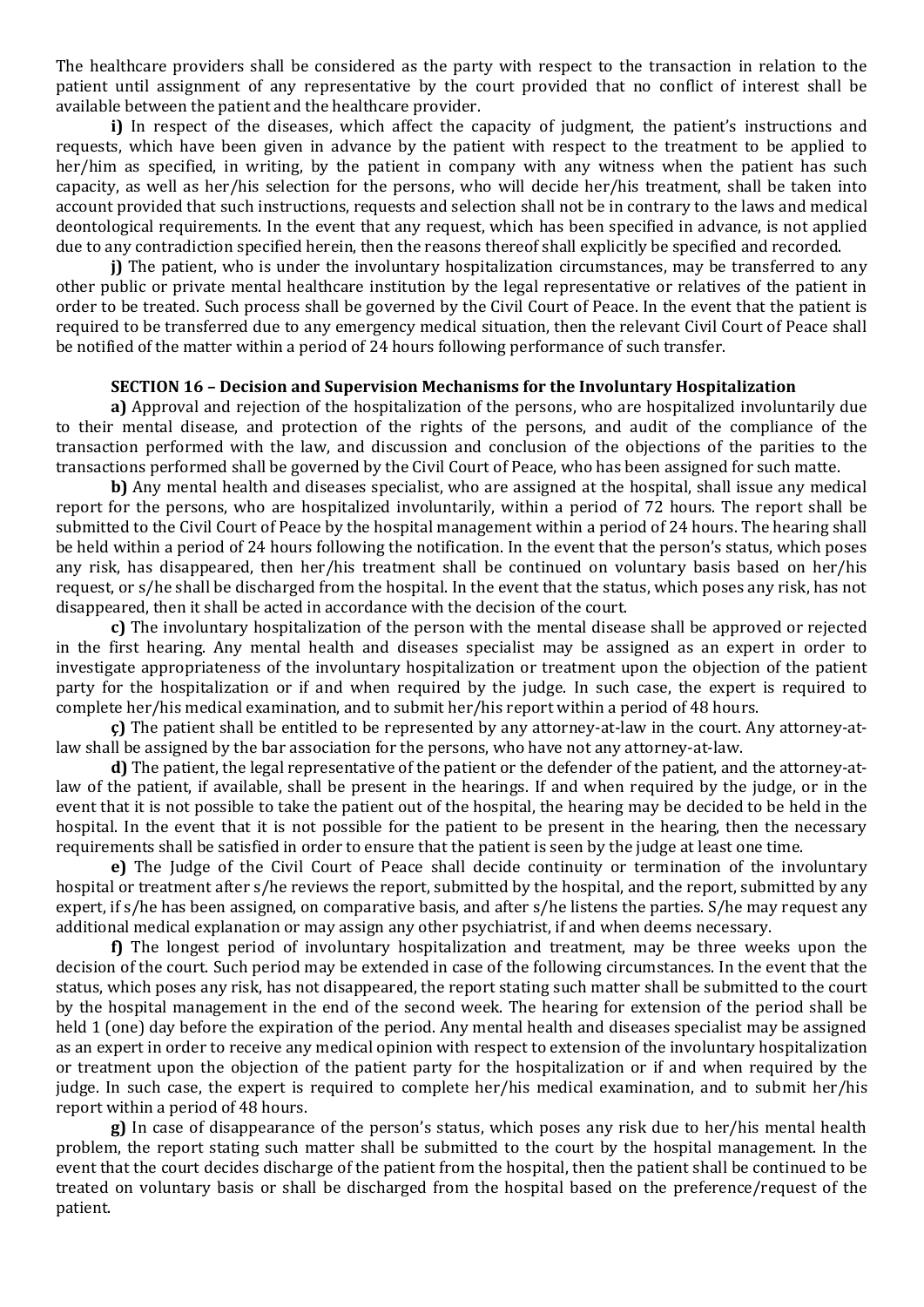The healthcare providers shall be considered as the party with respect to the transaction in relation to the patient until assignment of any representative by the court provided that no conflict of interest shall be available between the patient and the healthcare provider.

**i)** In respect of the diseases, which affect the capacity of judgment, the patient's instructions and requests, which have been given in advance by the patient with respect to the treatment to be applied to her/him as specified, in writing, by the patient in company with any witness when the patient has such capacity, as well as her/his selection for the persons, who will decide her/his treatment, shall be taken into account provided that such instructions, requests and selection shall not be in contrary to the laws and medical deontological requirements. In the event that any request, which has been specified in advance, is not applied due to any contradiction specified herein, then the reasons thereof shall explicitly be specified and recorded.

**j)** The patient, who is under the involuntary hospitalization circumstances, may be transferred to any other public or private mental healthcare institution by the legal representative or relatives of the patient in order to be treated. Such process shall be governed by the Civil Court of Peace. In the event that the patient is required to be transferred due to any emergency medical situation, then the relevant Civil Court of Peace shall be notified of the matter within a period of 24 hours following performance of such transfer.

### SECTION 16 – Decision and Supervision Mechanisms for the Involuntary Hospitalization

**a)** Approval and rejection of the hospitalization of the persons, who are hospitalized involuntarily due to their mental disease, and protection of the rights of the persons, and audit of the compliance of the transaction performed with the law, and discussion and conclusion of the objections of the parities to the transactions performed shall be governed by the Civil Court of Peace, who has been assigned for such matte.

**b)** Any mental health and diseases specialist, who are assigned at the hospital, shall issue any medical report for the persons, who are hospitalized involuntarily, within a period of 72 hours. The report shall be submitted to the Civil Court of Peace by the hospital management within a period of 24 hours. The hearing shall be held within a period of 24 hours following the notification. In the event that the person's status, which poses any risk, has disappeared, then her/his treatment shall be continued on voluntary basis based on her/his request, or s/he shall be discharged from the hospital. In the event that the status, which poses any risk, has not disappeared, then it shall be acted in accordance with the decision of the court.

**c)** The involuntary hospitalization of the person with the mental disease shall be approved or rejected in the first hearing. Any mental health and diseases specialist may be assigned as an expert in order to investigate appropriateness of the involuntary hospitalization or treatment upon the objection of the patient party for the hospitalization or if and when required by the judge. In such case, the expert is required to complete her/his medical examination, and to submit her/his report within a period of 48 hours.

**ç)** The patient shall be entitled to be represented by any attorney-at-law in the court. Any attorney-at-law shall be assigned by the bar association for the persons, who have not any attorney-at-law.

**d)** The patient, the legal representative of the patient or the defender of the patient, and the attorney-at-law of the patient, if available, shall be present in the hearings. If and when required by the judge, or in the event that it is not possible to take the patient out of the hospital, the hearing may be decided to be held in the hospital. In the event that it is not possible for the patient to be present in the hearing, then the necessary requirements shall be satisfied in order to ensure that the patient is seen by the judge at least one time.

**e)** The Judge of the Civil Court of Peace shall decide continuity or termination of the involuntary hospital or treatment after s/he reviews the report, submitted by the hospital, and the report, submitted by any expert, if s/he has been assigned, on comparative basis, and after s/he listens the parties. S/he may request any additional medical explanation or may assign any other psychiatrist, if and when deems necessary.

**f)** The longest period of involuntary hospitalization and treatment, may be three weeks upon the decision of the court. Such period may be extended in case of the following circumstances. In the event that the status, which poses any risk, has not disappeared, the report stating such matter shall be submitted to the court by the hospital management in the end of the second week. The hearing for extension of the period shall be held 1 (one) day before the expiration of the period. Any mental health and diseases specialist may be assigned as an expert in order to receive any medical opinion with respect to extension of the involuntary hospitalization or treatment upon the objection of the patient party for the hospitalization or if and when required by the judge. In such case, the expert is required to complete her/his medical examination, and to submit her/his report within a period of 48 hours.

**g)** In case of disappearance of the person's status, which poses any risk due to her/his mental health problem, the report stating such matter shall be submitted to the court by the hospital management. In the event that the court decides discharge of the patient from the hospital, then the patient shall be continued to be treated on voluntary basis or shall be discharged from the hospital based on the preference/request of the patient.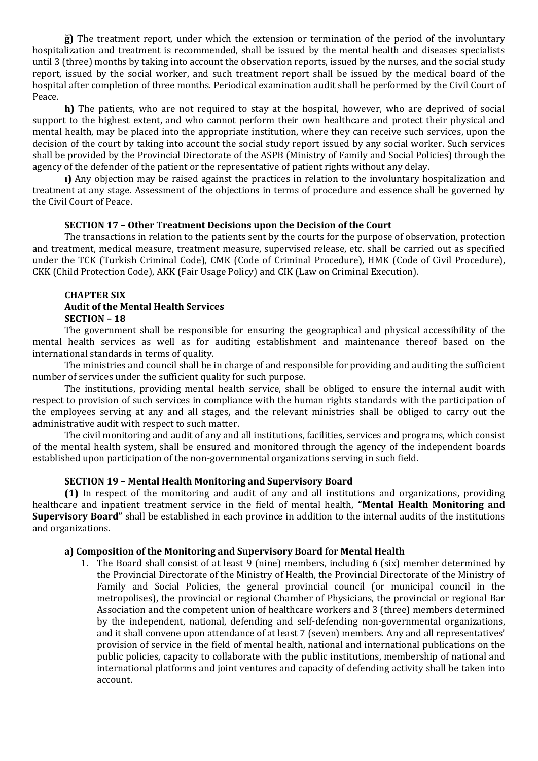**ğ)** The treatment report, under which the extension or termination of the period of the involuntary hospitalization and treatment is recommended, shall be issued by the mental health and diseases specialists until 3 (three) months by taking into account the observation reports, issued by the nurses, and the social study report, issued by the social worker, and such treatment report shall be issued by the medical board of the hospital after completion of three months. Periodical examination audit shall be performed by the Civil Court of Peace.

**h)** The patients, who are not required to stay at the hospital, however, who are deprived of social support to the highest extent, and who cannot perform their own healthcare and protect their physical and mental health, may be placed into the appropriate institution, where they can receive such services, upon the decision of the court by taking into account the social study report issued by any social worker. Such services shall be provided by the Provincial Directorate of the ASPB (Ministry of Family and Social Policies) through the agency of the defender of the patient or the representative of patient rights without any delay.

**ı)** Any objection may be raised against the practices in relation to the involuntary hospitalization and treatment at any stage. Assessment of the objections in terms of procedure and essence shall be governed by the Civil Court of Peace.

### SECTION 17 – Other Treatment Decisions upon the Decision of the Court

The transactions in relation to the patients sent by the courts for the purpose of observation, protection and treatment, medical measure, treatment measure, supervised release, etc. shall be carried out as specified under the TCK (Turkish Criminal Code), CMK (Code of Criminal Procedure), HMK (Code of Civil Procedure), CKK (Child Protection Code), AKK (Fair Usage Policy) and CIK (Law on Criminal Execution).

## CHAPTER SIX
## Audit of the Mental Health Services
### SECTION – 18

The government shall be responsible for ensuring the geographical and physical accessibility of the mental health services as well as for auditing establishment and maintenance thereof based on the international standards in terms of quality.

The ministries and council shall be in charge of and responsible for providing and auditing the sufficient number of services under the sufficient quality for such purpose.

The institutions, providing mental health service, shall be obliged to ensure the internal audit with respect to provision of such services in compliance with the human rights standards with the participation of the employees serving at any and all stages, and the relevant ministries shall be obliged to carry out the administrative audit with respect to such matter.

The civil monitoring and audit of any and all institutions, facilities, services and programs, which consist of the mental health system, shall be ensured and monitored through the agency of the independent boards established upon participation of the non-governmental organizations serving in such field.

### SECTION 19 – Mental Health Monitoring and Supervisory Board

**(1)** In respect of the monitoring and audit of any and all institutions and organizations, providing healthcare and inpatient treatment service in the field of mental health, **"Mental Health Monitoring and Supervisory Board"** shall be established in each province in addition to the internal audits of the institutions and organizations.

#### a) Composition of the Monitoring and Supervisory Board for Mental Health

1. The Board shall consist of at least 9 (nine) members, including 6 (six) member determined by the Provincial Directorate of the Ministry of Health, the Provincial Directorate of the Ministry of Family and Social Policies, the general provincial council (or municipal council in the metropolises), the provincial or regional Chamber of Physicians, the provincial or regional Bar Association and the competent union of healthcare workers and 3 (three) members determined by the independent, national, defending and self-defending non-governmental organizations, and it shall convene upon attendance of at least 7 (seven) members. Any and all representatives' provision of service in the field of mental health, national and international publications on the public policies, capacity to collaborate with the public institutions, membership of national and international platforms and joint ventures and capacity of defending activity shall be taken into account.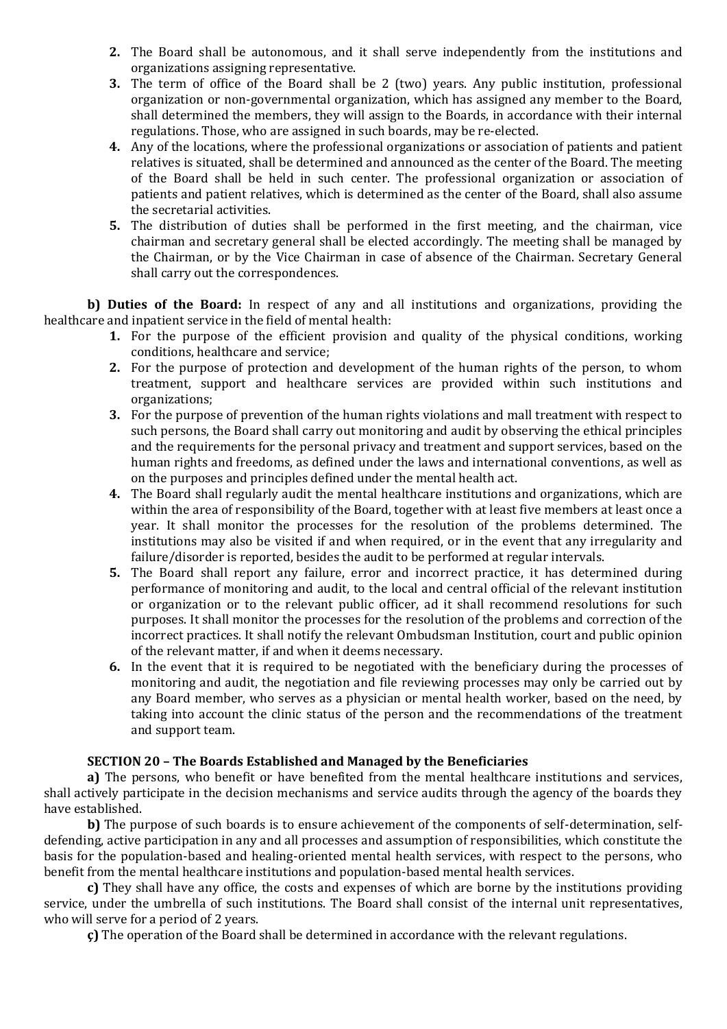2. The Board shall be autonomous, and it shall serve independently from the institutions and organizations assigning representative.
3. The term of office of the Board shall be 2 (two) years. Any public institution, professional organization or non-governmental organization, which has assigned any member to the Board, shall determined the members, they will assign to the Boards, in accordance with their internal regulations. Those, who are assigned in such boards, may be re-elected.
4. Any of the locations, where the professional organizations or association of patients and patient relatives is situated, shall be determined and announced as the center of the Board. The meeting of the Board shall be held in such center. The professional organization or association of patients and patient relatives, which is determined as the center of the Board, shall also assume the secretarial activities.
5. The distribution of duties shall be performed in the first meeting, and the chairman, vice chairman and secretary general shall be elected accordingly. The meeting shall be managed by the Chairman, or by the Vice Chairman in case of absence of the Chairman. Secretary General shall carry out the correspondences.

**b) Duties of the Board:** In respect of any and all institutions and organizations, providing the healthcare and inpatient service in the field of mental health:

1. For the purpose of the efficient provision and quality of the physical conditions, working conditions, healthcare and service;
2. For the purpose of protection and development of the human rights of the person, to whom treatment, support and healthcare services are provided within such institutions and organizations;
3. For the purpose of prevention of the human rights violations and mall treatment with respect to such persons, the Board shall carry out monitoring and audit by observing the ethical principles and the requirements for the personal privacy and treatment and support services, based on the human rights and freedoms, as defined under the laws and international conventions, as well as on the purposes and principles defined under the mental health act.
4. The Board shall regularly audit the mental healthcare institutions and organizations, which are within the area of responsibility of the Board, together with at least five members at least once a year. It shall monitor the processes for the resolution of the problems determined. The institutions may also be visited if and when required, or in the event that any irregularity and failure/disorder is reported, besides the audit to be performed at regular intervals.
5. The Board shall report any failure, error and incorrect practice, it has determined during performance of monitoring and audit, to the local and central official of the relevant institution or organization or to the relevant public officer, ad it shall recommend resolutions for such purposes. It shall monitor the processes for the resolution of the problems and correction of the incorrect practices. It shall notify the relevant Ombudsman Institution, court and public opinion of the relevant matter, if and when it deems necessary.
6. In the event that it is required to be negotiated with the beneficiary during the processes of monitoring and audit, the negotiation and file reviewing processes may only be carried out by any Board member, who serves as a physician or mental health worker, based on the need, by taking into account the clinic status of the person and the recommendations of the treatment and support team.

### SECTION 20 – The Boards Established and Managed by the Beneficiaries

**a)** The persons, who benefit or have benefited from the mental healthcare institutions and services, shall actively participate in the decision mechanisms and service audits through the agency of the boards they have established.

**b)** The purpose of such boards is to ensure achievement of the components of self-determination, self-defending, active participation in any and all processes and assumption of responsibilities, which constitute the basis for the population-based and healing-oriented mental health services, with respect to the persons, who benefit from the mental healthcare institutions and population-based mental health services.

**c)** They shall have any office, the costs and expenses of which are borne by the institutions providing service, under the umbrella of such institutions. The Board shall consist of the internal unit representatives, who will serve for a period of 2 years.

**ç)** The operation of the Board shall be determined in accordance with the relevant regulations.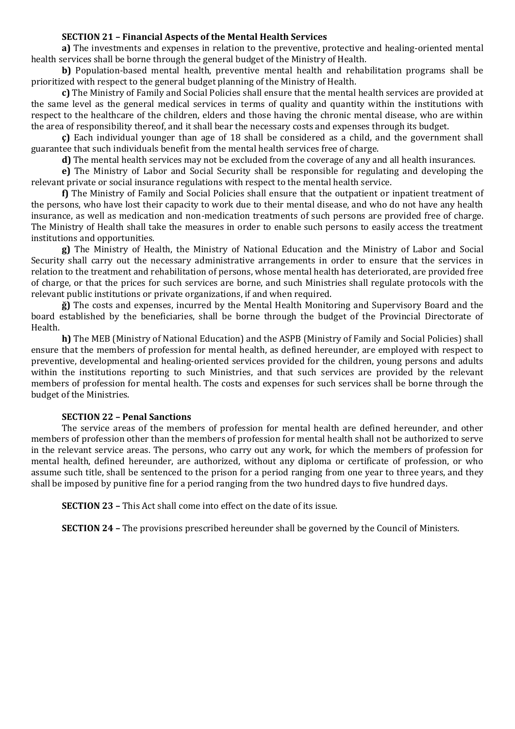### SECTION 21 – Financial Aspects of the Mental Health Services

**a)** The investments and expenses in relation to the preventive, protective and healing-oriented mental health services shall be borne through the general budget of the Ministry of Health.

**b)** Population-based mental health, preventive mental health and rehabilitation programs shall be prioritized with respect to the general budget planning of the Ministry of Health.

**c)** The Ministry of Family and Social Policies shall ensure that the mental health services are provided at the same level as the general medical services in terms of quality and quantity within the institutions with respect to the healthcare of the children, elders and those having the chronic mental disease, who are within the area of responsibility thereof, and it shall bear the necessary costs and expenses through its budget.

**ç)** Each individual younger than age of 18 shall be considered as a child, and the government shall guarantee that such individuals benefit from the mental health services free of charge.

**d)** The mental health services may not be excluded from the coverage of any and all health insurances.

**e)** The Ministry of Labor and Social Security shall be responsible for regulating and developing the relevant private or social insurance regulations with respect to the mental health service.

**f)** The Ministry of Family and Social Policies shall ensure that the outpatient or inpatient treatment of the persons, who have lost their capacity to work due to their mental disease, and who do not have any health insurance, as well as medication and non-medication treatments of such persons are provided free of charge. The Ministry of Health shall take the measures in order to enable such persons to easily access the treatment institutions and opportunities.

**g)** The Ministry of Health, the Ministry of National Education and the Ministry of Labor and Social Security shall carry out the necessary administrative arrangements in order to ensure that the services in relation to the treatment and rehabilitation of persons, whose mental health has deteriorated, are provided free of charge, or that the prices for such services are borne, and such Ministries shall regulate protocols with the relevant public institutions or private organizations, if and when required.

**ğ)** The costs and expenses, incurred by the Mental Health Monitoring and Supervisory Board and the board established by the beneficiaries, shall be borne through the budget of the Provincial Directorate of Health.

**h)** The MEB (Ministry of National Education) and the ASPB (Ministry of Family and Social Policies) shall ensure that the members of profession for mental health, as defined hereunder, are employed with respect to preventive, developmental and healing-oriented services provided for the children, young persons and adults within the institutions reporting to such Ministries, and that such services are provided by the relevant members of profession for mental health. The costs and expenses for such services shall be borne through the budget of the Ministries.

### SECTION 22 – Penal Sanctions

The service areas of the members of profession for mental health are defined hereunder, and other members of profession other than the members of profession for mental health shall not be authorized to serve in the relevant service areas. The persons, who carry out any work, for which the members of profession for mental health, defined hereunder, are authorized, without any diploma or certificate of profession, or who assume such title, shall be sentenced to the prison for a period ranging from one year to three years, and they shall be imposed by punitive fine for a period ranging from the two hundred days to five hundred days.

**SECTION 23 –** This Act shall come into effect on the date of its issue.

**SECTION 24 –** The provisions prescribed hereunder shall be governed by the Council of Ministers.